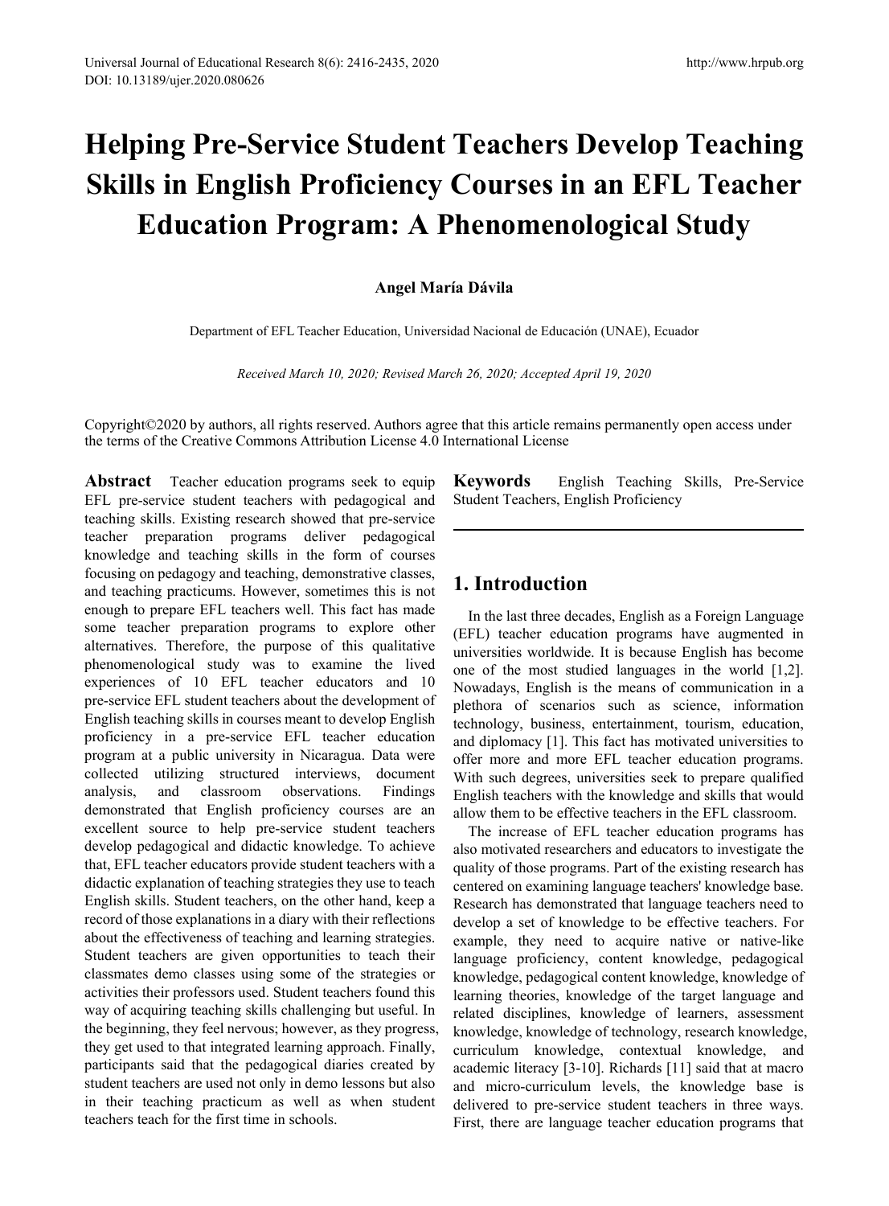# Helping Pre-Service Student Teachers Develop Teaching Skills in English Proficiency Courses in an EFL Teacher Education Program: A Phenomenological Study

**Angel María Dávila**

Department of EFL Teacher Education, Universidad Nacional de Educación (UNAE), Ecuador

*Received March 10, 2020; Revised March 26, 2020; Accepted April 19, 2020*

Copyright©2020 by authors, all rights reserved. Authors agree that this article remains permanently open access under the terms of the Creative Commons Attribution License 4.0 International License

**Abstract** Teacher education programs seek to equip EFL pre-service student teachers with pedagogical and teaching skills. Existing research showed that pre-service teacher preparation programs deliver pedagogical knowledge and teaching skills in the form of courses focusing on pedagogy and teaching, demonstrative classes, and teaching practicums. However, sometimes this is not enough to prepare EFL teachers well. This fact has made some teacher preparation programs to explore other alternatives. Therefore, the purpose of this qualitative phenomenological study was to examine the lived experiences of 10 EFL teacher educators and 10 pre-service EFL student teachers about the development of English teaching skills in courses meant to develop English proficiency in a pre-service EFL teacher education program at a public university in Nicaragua. Data were collected utilizing structured interviews, document analysis, and classroom observations. Findings demonstrated that English proficiency courses are an excellent source to help pre-service student teachers develop pedagogical and didactic knowledge. To achieve that, EFL teacher educators provide student teachers with a didactic explanation of teaching strategies they use to teach English skills. Student teachers, on the other hand, keep a record of those explanations in a diary with their reflections about the effectiveness of teaching and learning strategies. Student teachers are given opportunities to teach their classmates demo classes using some of the strategies or activities their professors used. Student teachers found this way of acquiring teaching skills challenging but useful. In the beginning, they feel nervous; however, as they progress, they get used to that integrated learning approach. Finally, participants said that the pedagogical diaries created by student teachers are used not only in demo lessons but also in their teaching practicum as well as when student teachers teach for the first time in schools.

**Keywords** English Teaching Skills, Pre-Service Student Teachers, English Proficiency

## 1. Introduction

In the last three decades, English as a Foreign Language (EFL) teacher education programs have augmented in universities worldwide. It is because English has become one of the most studied languages in the world [1,2]. Nowadays, English is the means of communication in a plethora of scenarios such as science, information technology, business, entertainment, tourism, education, and diplomacy [1]. This fact has motivated universities to offer more and more EFL teacher education programs. With such degrees, universities seek to prepare qualified English teachers with the knowledge and skills that would allow them to be effective teachers in the EFL classroom.

The increase of EFL teacher education programs has also motivated researchers and educators to investigate the quality of those programs. Part of the existing research has centered on examining language teachers' knowledge base. Research has demonstrated that language teachers need to develop a set of knowledge to be effective teachers. For example, they need to acquire native or native-like language proficiency, content knowledge, pedagogical knowledge, pedagogical content knowledge, knowledge of learning theories, knowledge of the target language and related disciplines, knowledge of learners, assessment knowledge, knowledge of technology, research knowledge, curriculum knowledge, contextual knowledge, and academic literacy [3-10]. Richards [11] said that at macro and micro-curriculum levels, the knowledge base is delivered to pre-service student teachers in three ways. First, there are language teacher education programs that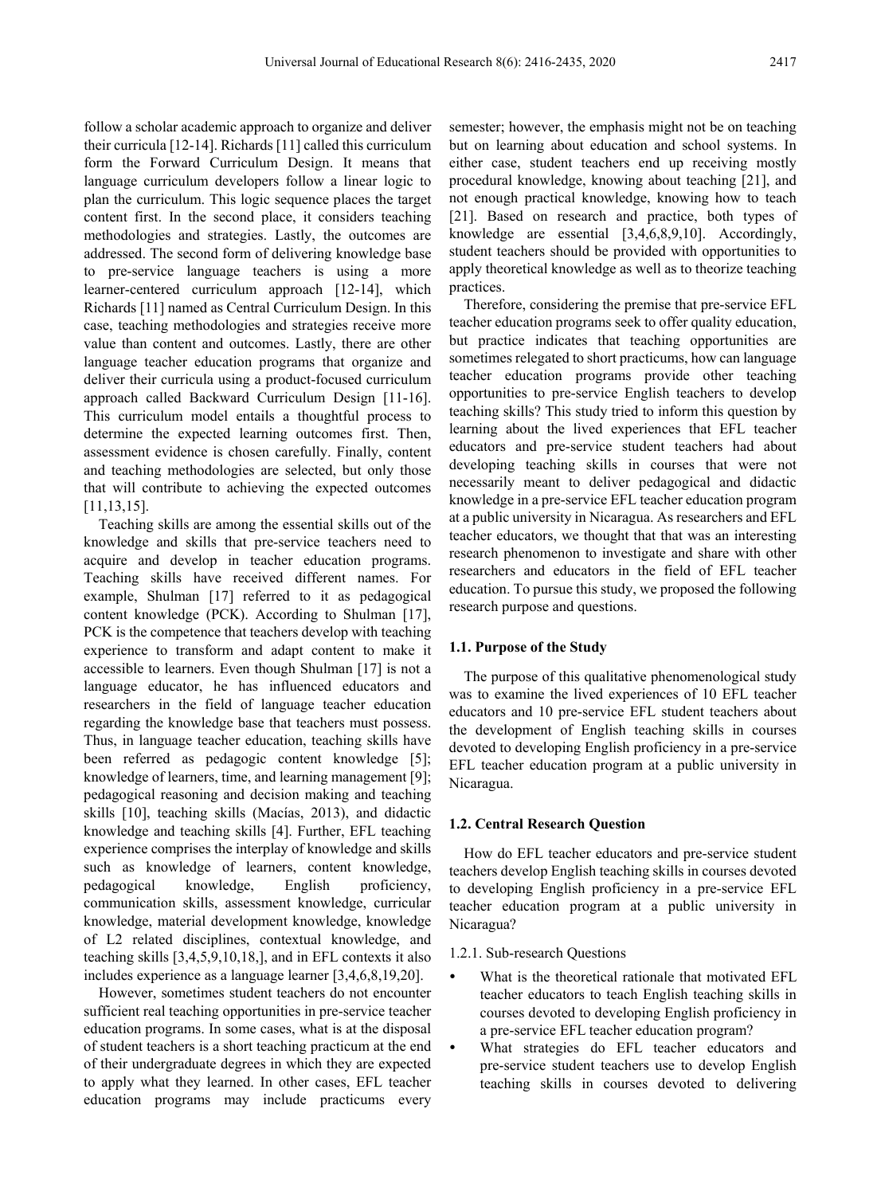follow a scholar academic approach to organize and deliver their curricula [12-14]. Richards [11] called this curriculum form the Forward Curriculum Design. It means that language curriculum developers follow a linear logic to plan the curriculum. This logic sequence places the target content first. In the second place, it considers teaching methodologies and strategies. Lastly, the outcomes are addressed. The second form of delivering knowledge base to pre-service language teachers is using a more learner-centered curriculum approach [12-14], which Richards [11] named as Central Curriculum Design. In this case, teaching methodologies and strategies receive more value than content and outcomes. Lastly, there are other language teacher education programs that organize and deliver their curricula using a product-focused curriculum approach called Backward Curriculum Design [11-16]. This curriculum model entails a thoughtful process to determine the expected learning outcomes first. Then, assessment evidence is chosen carefully. Finally, content and teaching methodologies are selected, but only those that will contribute to achieving the expected outcomes [11,13,15].

Teaching skills are among the essential skills out of the knowledge and skills that pre-service teachers need to acquire and develop in teacher education programs. Teaching skills have received different names. For example, Shulman [17] referred to it as pedagogical content knowledge (PCK). According to Shulman [17], PCK is the competence that teachers develop with teaching experience to transform and adapt content to make it accessible to learners. Even though Shulman [17] is not a language educator, he has influenced educators and researchers in the field of language teacher education regarding the knowledge base that teachers must possess. Thus, in language teacher education, teaching skills have been referred as pedagogic content knowledge [5]; knowledge of learners, time, and learning management [9]; pedagogical reasoning and decision making and teaching skills [10], teaching skills (Macías, 2013), and didactic knowledge and teaching skills [4]. Further, EFL teaching experience comprises the interplay of knowledge and skills such as knowledge of learners, content knowledge, pedagogical knowledge, English proficiency, communication skills, assessment knowledge, curricular knowledge, material development knowledge, knowledge of L2 related disciplines, contextual knowledge, and teaching skills [3,4,5,9,10,18,], and in EFL contexts it also includes experience as a language learner [3,4,6,8,19,20].

However, sometimes student teachers do not encounter sufficient real teaching opportunities in pre-service teacher education programs. In some cases, what is at the disposal of student teachers is a short teaching practicum at the end of their undergraduate degrees in which they are expected to apply what they learned. In other cases, EFL teacher education programs may include practicums every semester; however, the emphasis might not be on teaching but on learning about education and school systems. In either case, student teachers end up receiving mostly procedural knowledge, knowing about teaching [21], and not enough practical knowledge, knowing how to teach [21]. Based on research and practice, both types of knowledge are essential [3,4,6,8,9,10]. Accordingly, student teachers should be provided with opportunities to apply theoretical knowledge as well as to theorize teaching practices.

Therefore, considering the premise that pre-service EFL teacher education programs seek to offer quality education, but practice indicates that teaching opportunities are sometimes relegated to short practicums, how can language teacher education programs provide other teaching opportunities to pre-service English teachers to develop teaching skills? This study tried to inform this question by learning about the lived experiences that EFL teacher educators and pre-service student teachers had about developing teaching skills in courses that were not necessarily meant to deliver pedagogical and didactic knowledge in a pre-service EFL teacher education program at a public university in Nicaragua. As researchers and EFL teacher educators, we thought that that was an interesting research phenomenon to investigate and share with other researchers and educators in the field of EFL teacher education. To pursue this study, we proposed the following research purpose and questions.

### 1.1. Purpose of the Study

The purpose of this qualitative phenomenological study was to examine the lived experiences of 10 EFL teacher educators and 10 pre-service EFL student teachers about the development of English teaching skills in courses devoted to developing English proficiency in a pre-service EFL teacher education program at a public university in Nicaragua.

### 1.2. Central Research Question

How do EFL teacher educators and pre-service student teachers develop English teaching skills in courses devoted to developing English proficiency in a pre-service EFL teacher education program at a public university in Nicaragua?

#### 1.2.1. Sub-research Questions

- What is the theoretical rationale that motivated EFL teacher educators to teach English teaching skills in courses devoted to developing English proficiency in a pre-service EFL teacher education program?
- What strategies do EFL teacher educators and pre-service student teachers use to develop English teaching skills in courses devoted to delivering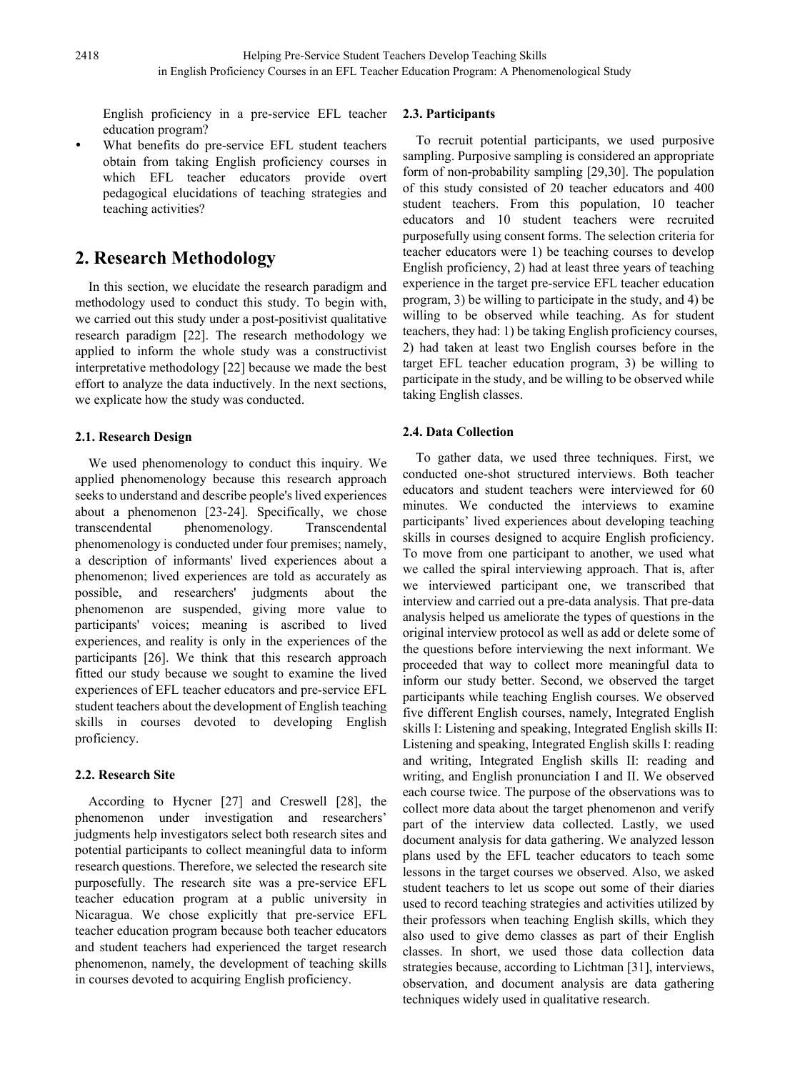English proficiency in a pre-service EFL teacher education program?

- What benefits do pre-service EFL student teachers obtain from taking English proficiency courses in which EFL teacher educators provide overt pedagogical elucidations of teaching strategies and teaching activities?

## 2. Research Methodology

In this section, we elucidate the research paradigm and methodology used to conduct this study. To begin with, we carried out this study under a post-positivist qualitative research paradigm [22]. The research methodology we applied to inform the whole study was a constructivist interpretative methodology [22] because we made the best effort to analyze the data inductively. In the next sections, we explicate how the study was conducted.

### 2.1. Research Design

We used phenomenology to conduct this inquiry. We applied phenomenology because this research approach seeks to understand and describe people's lived experiences about a phenomenon [23-24]. Specifically, we chose transcendental phenomenology. Transcendental phenomenology is conducted under four premises; namely, a description of informants' lived experiences about a phenomenon; lived experiences are told as accurately as possible, and researchers' judgments about the phenomenon are suspended, giving more value to participants' voices; meaning is ascribed to lived experiences, and reality is only in the experiences of the participants [26]. We think that this research approach fitted our study because we sought to examine the lived experiences of EFL teacher educators and pre-service EFL student teachers about the development of English teaching skills in courses devoted to developing English proficiency.

### 2.2. Research Site

According to Hycner [27] and Creswell [28], the phenomenon under investigation and researchers' judgments help investigators select both research sites and potential participants to collect meaningful data to inform research questions. Therefore, we selected the research site purposefully. The research site was a pre-service EFL teacher education program at a public university in Nicaragua. We chose explicitly that pre-service EFL teacher education program because both teacher educators and student teachers had experienced the target research phenomenon, namely, the development of teaching skills in courses devoted to acquiring English proficiency.

### 2.3. Participants

To recruit potential participants, we used purposive sampling. Purposive sampling is considered an appropriate form of non-probability sampling [29,30]. The population of this study consisted of 20 teacher educators and 400 student teachers. From this population, 10 teacher educators and 10 student teachers were recruited purposefully using consent forms. The selection criteria for teacher educators were 1) be teaching courses to develop English proficiency, 2) had at least three years of teaching experience in the target pre-service EFL teacher education program, 3) be willing to participate in the study, and 4) be willing to be observed while teaching. As for student teachers, they had: 1) be taking English proficiency courses, 2) had taken at least two English courses before in the target EFL teacher education program, 3) be willing to participate in the study, and be willing to be observed while taking English classes.

### 2.4. Data Collection

To gather data, we used three techniques. First, we conducted one-shot structured interviews. Both teacher educators and student teachers were interviewed for 60 minutes. We conducted the interviews to examine participants' lived experiences about developing teaching skills in courses designed to acquire English proficiency. To move from one participant to another, we used what we called the spiral interviewing approach. That is, after we interviewed participant one, we transcribed that interview and carried out a pre-data analysis. That pre-data analysis helped us ameliorate the types of questions in the original interview protocol as well as add or delete some of the questions before interviewing the next informant. We proceeded that way to collect more meaningful data to inform our study better. Second, we observed the target participants while teaching English courses. We observed five different English courses, namely, Integrated English skills I: Listening and speaking, Integrated English skills II: Listening and speaking, Integrated English skills I: reading and writing, Integrated English skills II: reading and writing, and English pronunciation I and II. We observed each course twice. The purpose of the observations was to collect more data about the target phenomenon and verify part of the interview data collected. Lastly, we used document analysis for data gathering. We analyzed lesson plans used by the EFL teacher educators to teach some lessons in the target courses we observed. Also, we asked student teachers to let us scope out some of their diaries used to record teaching strategies and activities utilized by their professors when teaching English skills, which they also used to give demo classes as part of their English classes. In short, we used those data collection data strategies because, according to Lichtman [31], interviews, observation, and document analysis are data gathering techniques widely used in qualitative research.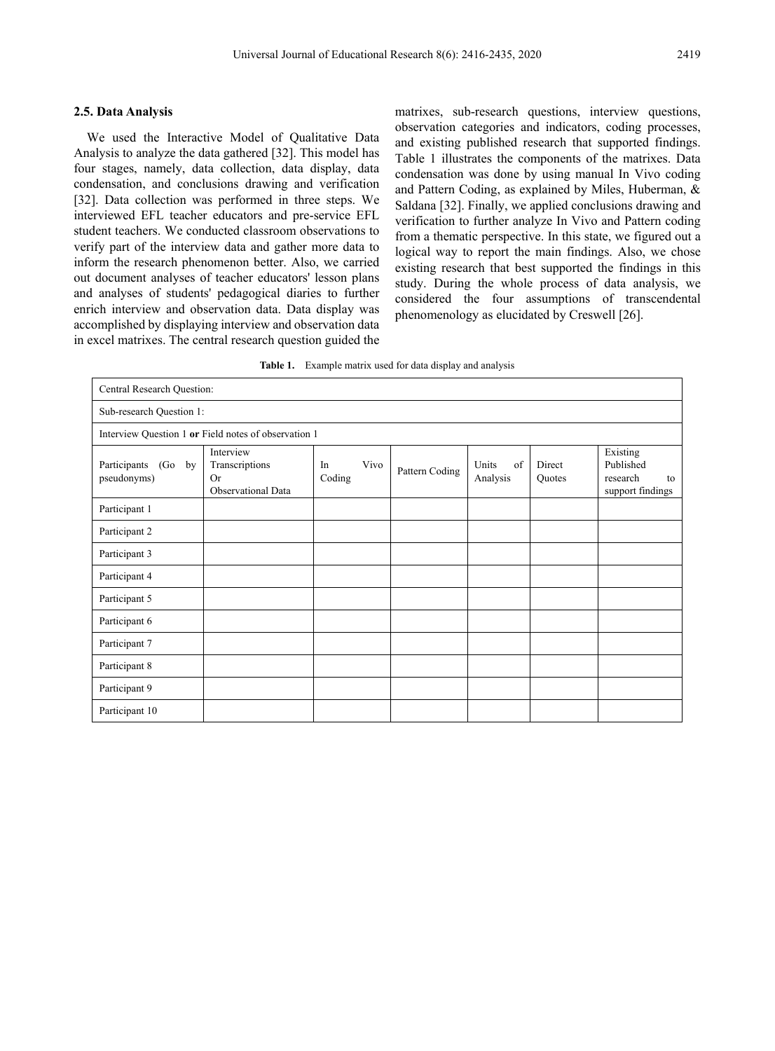### 2.5. Data Analysis

We used the Interactive Model of Qualitative Data Analysis to analyze the data gathered [32]. This model has four stages, namely, data collection, data display, data condensation, and conclusions drawing and verification [32]. Data collection was performed in three steps. We interviewed EFL teacher educators and pre-service EFL student teachers. We conducted classroom observations to verify part of the interview data and gather more data to inform the research phenomenon better. Also, we carried out document analyses of teacher educators' lesson plans and analyses of students' pedagogical diaries to further enrich interview and observation data. Data display was accomplished by displaying interview and observation data in excel matrixes. The central research question guided the matrixes, sub-research questions, interview questions, observation categories and indicators, coding processes, and existing published research that supported findings. Table 1 illustrates the components of the matrixes. Data condensation was done by using manual In Vivo coding and Pattern Coding, as explained by Miles, Huberman, & Saldana [32]. Finally, we applied conclusions drawing and verification to further analyze In Vivo and Pattern coding from a thematic perspective. In this state, we figured out a logical way to report the main findings. Also, we chose existing research that best supported the findings in this study. During the whole process of data analysis, we considered the four assumptions of transcendental phenomenology as elucidated by Creswell [26].

**Table 1.** Example matrix used for data display and analysis

| Central Research Question: | | | | | | |
|---|---|---|---|---|---|---|
| Sub-research Question 1: | | | | | | |
| Interview Question 1 **or** Field notes of observation 1 | | | | | | |
| Participants (Go by pseudonyms) | Interview Transcriptions Or Observational Data | In Vivo Coding | Pattern Coding | Units of Analysis | Direct Quotes | Existing Published research to support findings |
| Participant 1 | | | | | | |
| Participant 2 | | | | | | |
| Participant 3 | | | | | | |
| Participant 4 | | | | | | |
| Participant 5 | | | | | | |
| Participant 6 | | | | | | |
| Participant 7 | | | | | | |
| Participant 8 | | | | | | |
| Participant 9 | | | | | | |
| Participant 10 | | | | | | |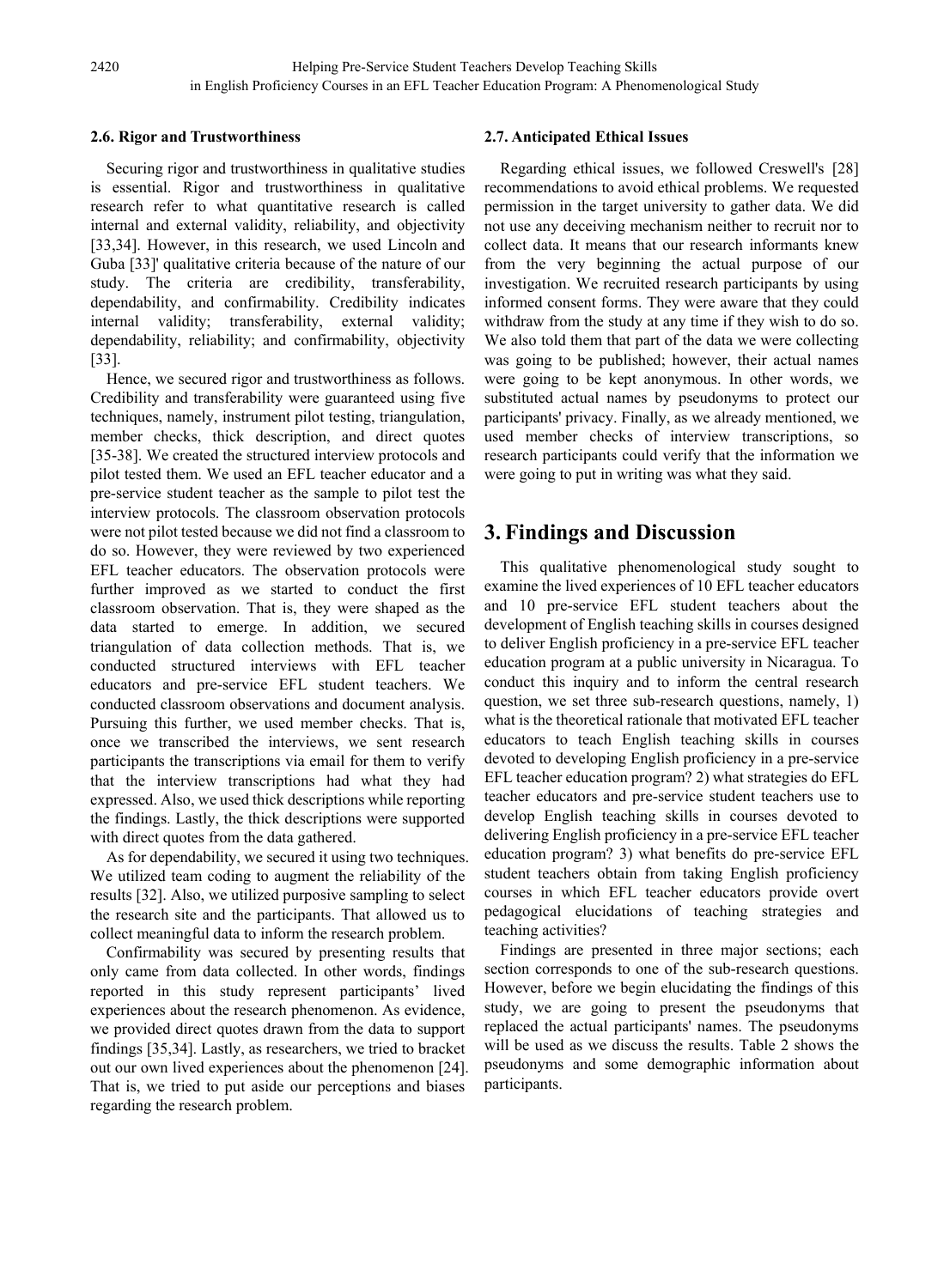### 2.6. Rigor and Trustworthiness

Securing rigor and trustworthiness in qualitative studies is essential. Rigor and trustworthiness in qualitative research refer to what quantitative research is called internal and external validity, reliability, and objectivity [33,34]. However, in this research, we used Lincoln and Guba [33]' qualitative criteria because of the nature of our study. The criteria are credibility, transferability, dependability, and confirmability. Credibility indicates internal validity; transferability, external validity; dependability, reliability; and confirmability, objectivity [33].

Hence, we secured rigor and trustworthiness as follows. Credibility and transferability were guaranteed using five techniques, namely, instrument pilot testing, triangulation, member checks, thick description, and direct quotes [35-38]. We created the structured interview protocols and pilot tested them. We used an EFL teacher educator and a pre-service student teacher as the sample to pilot test the interview protocols. The classroom observation protocols were not pilot tested because we did not find a classroom to do so. However, they were reviewed by two experienced EFL teacher educators. The observation protocols were further improved as we started to conduct the first classroom observation. That is, they were shaped as the data started to emerge. In addition, we secured triangulation of data collection methods. That is, we conducted structured interviews with EFL teacher educators and pre-service EFL student teachers. We conducted classroom observations and document analysis. Pursuing this further, we used member checks. That is, once we transcribed the interviews, we sent research participants the transcriptions via email for them to verify that the interview transcriptions had what they had expressed. Also, we used thick descriptions while reporting the findings. Lastly, the thick descriptions were supported with direct quotes from the data gathered.

As for dependability, we secured it using two techniques. We utilized team coding to augment the reliability of the results [32]. Also, we utilized purposive sampling to select the research site and the participants. That allowed us to collect meaningful data to inform the research problem.

Confirmability was secured by presenting results that only came from data collected. In other words, findings reported in this study represent participants' lived experiences about the research phenomenon. As evidence, we provided direct quotes drawn from the data to support findings [35,34]. Lastly, as researchers, we tried to bracket out our own lived experiences about the phenomenon [24]. That is, we tried to put aside our perceptions and biases regarding the research problem.

### 2.7. Anticipated Ethical Issues

Regarding ethical issues, we followed Creswell's [28] recommendations to avoid ethical problems. We requested permission in the target university to gather data. We did not use any deceiving mechanism neither to recruit nor to collect data. It means that our research informants knew from the very beginning the actual purpose of our investigation. We recruited research participants by using informed consent forms. They were aware that they could withdraw from the study at any time if they wish to do so. We also told them that part of the data we were collecting was going to be published; however, their actual names were going to be kept anonymous. In other words, we substituted actual names by pseudonyms to protect our participants' privacy. Finally, as we already mentioned, we used member checks of interview transcriptions, so research participants could verify that the information we were going to put in writing was what they said.

## 3. Findings and Discussion

This qualitative phenomenological study sought to examine the lived experiences of 10 EFL teacher educators and 10 pre-service EFL student teachers about the development of English teaching skills in courses designed to deliver English proficiency in a pre-service EFL teacher education program at a public university in Nicaragua. To conduct this inquiry and to inform the central research question, we set three sub-research questions, namely, 1) what is the theoretical rationale that motivated EFL teacher educators to teach English teaching skills in courses devoted to developing English proficiency in a pre-service EFL teacher education program? 2) what strategies do EFL teacher educators and pre-service student teachers use to develop English teaching skills in courses devoted to delivering English proficiency in a pre-service EFL teacher education program? 3) what benefits do pre-service EFL student teachers obtain from taking English proficiency courses in which EFL teacher educators provide overt pedagogical elucidations of teaching strategies and teaching activities?

Findings are presented in three major sections; each section corresponds to one of the sub-research questions. However, before we begin elucidating the findings of this study, we are going to present the pseudonyms that replaced the actual participants' names. The pseudonyms will be used as we discuss the results. Table 2 shows the pseudonyms and some demographic information about participants.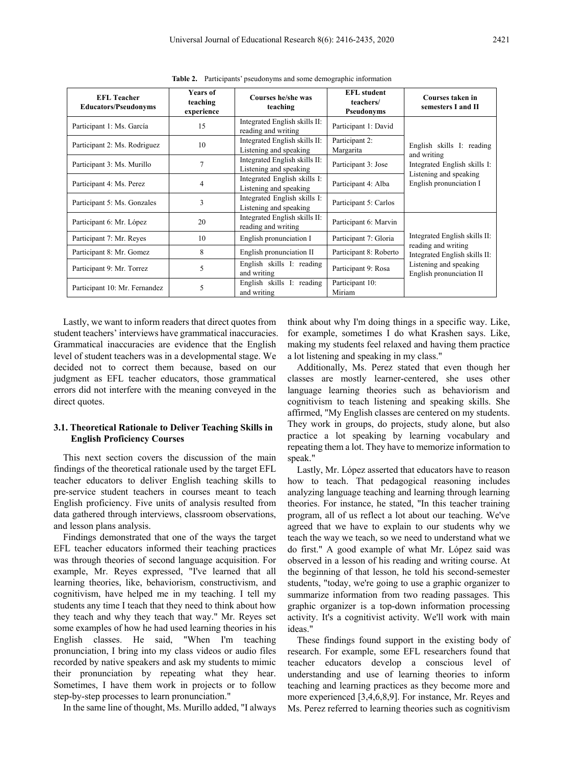**Table 2.** Participants' pseudonyms and some demographic information

| EFL Teacher Educators/Pseudonyms | Years of teaching experience | Courses he/she was teaching | EFL student teachers/ Pseudonyms | Courses taken in semesters I and II |
|---|---|---|---|---|
| Participant 1: Ms. García | 15 | Integrated English skills II: reading and writing | Participant 1: David | English skills I: reading and writing<br>Integrated English skills I: Listening and speaking<br>English pronunciation I |
| Participant 2: Ms. Rodriguez | 10 | Integrated English skills II: Listening and speaking | Participant 2: Margarita | |
| Participant 3: Ms. Murillo | 7 | Integrated English skills II: Listening and speaking | Participant 3: Jose | |
| Participant 4: Ms. Perez | 4 | Integrated English skills I: Listening and speaking | Participant 4: Alba | |
| Participant 5: Ms. Gonzales | 3 | Integrated English skills I: Listening and speaking | Participant 5: Carlos | |
| Participant 6: Mr. López | 20 | Integrated English skills II: reading and writing | Participant 6: Marvin | Integrated English skills II: reading and writing<br>Integrated English skills II: Listening and speaking<br>English pronunciation II |
| Participant 7: Mr. Reyes | 10 | English pronunciation I | Participant 7: Gloria | |
| Participant 8: Mr. Gomez | 8 | English pronunciation II | Participant 8: Roberto | |
| Participant 9: Mr. Torrez | 5 | English skills I: reading and writing | Participant 9: Rosa | |
| Participant 10: Mr. Fernandez | 5 | English skills I: reading and writing | Participant 10: Miriam | |

Lastly, we want to inform readers that direct quotes from student teachers' interviews have grammatical inaccuracies. Grammatical inaccuracies are evidence that the English level of student teachers was in a developmental stage. We decided not to correct them because, based on our judgment as EFL teacher educators, those grammatical errors did not interfere with the meaning conveyed in the direct quotes.

### 3.1. Theoretical Rationale to Deliver Teaching Skills in English Proficiency Courses

This next section covers the discussion of the main findings of the theoretical rationale used by the target EFL teacher educators to deliver English teaching skills to pre-service student teachers in courses meant to teach English proficiency. Five units of analysis resulted from data gathered through interviews, classroom observations, and lesson plans analysis.

Findings demonstrated that one of the ways the target EFL teacher educators informed their teaching practices was through theories of second language acquisition. For example, Mr. Reyes expressed, "I've learned that all learning theories, like, behaviorism, constructivism, and cognitivism, have helped me in my teaching. I tell my students any time I teach that they need to think about how they teach and why they teach that way." Mr. Reyes set some examples of how he had used learning theories in his English classes. He said, "When I'm teaching pronunciation, I bring into my class videos or audio files recorded by native speakers and ask my students to mimic their pronunciation by repeating what they hear. Sometimes, I have them work in projects or to follow step-by-step processes to learn pronunciation."

In the same line of thought, Ms. Murillo added, "I always think about why I'm doing things in a specific way. Like, for example, sometimes I do what Krashen says. Like, making my students feel relaxed and having them practice a lot listening and speaking in my class."

Additionally, Ms. Perez stated that even though her classes are mostly learner-centered, she uses other language learning theories such as behaviorism and cognitivism to teach listening and speaking skills. She affirmed, "My English classes are centered on my students. They work in groups, do projects, study alone, but also practice a lot speaking by learning vocabulary and repeating them a lot. They have to memorize information to speak."

Lastly, Mr. López asserted that educators have to reason how to teach. That pedagogical reasoning includes analyzing language teaching and learning through learning theories. For instance, he stated, "In this teacher training program, all of us reflect a lot about our teaching. We've agreed that we have to explain to our students why we teach the way we teach, so we need to understand what we do first." A good example of what Mr. López said was observed in a lesson of his reading and writing course. At the beginning of that lesson, he told his second-semester students, "today, we're going to use a graphic organizer to summarize information from two reading passages. This graphic organizer is a top-down information processing activity. It's a cognitivist activity. We'll work with main ideas."

These findings found support in the existing body of research. For example, some EFL researchers found that teacher educators develop a conscious level of understanding and use of learning theories to inform teaching and learning practices as they become more and more experienced [3,4,6,8,9]. For instance, Mr. Reyes and Ms. Perez referred to learning theories such as cognitivism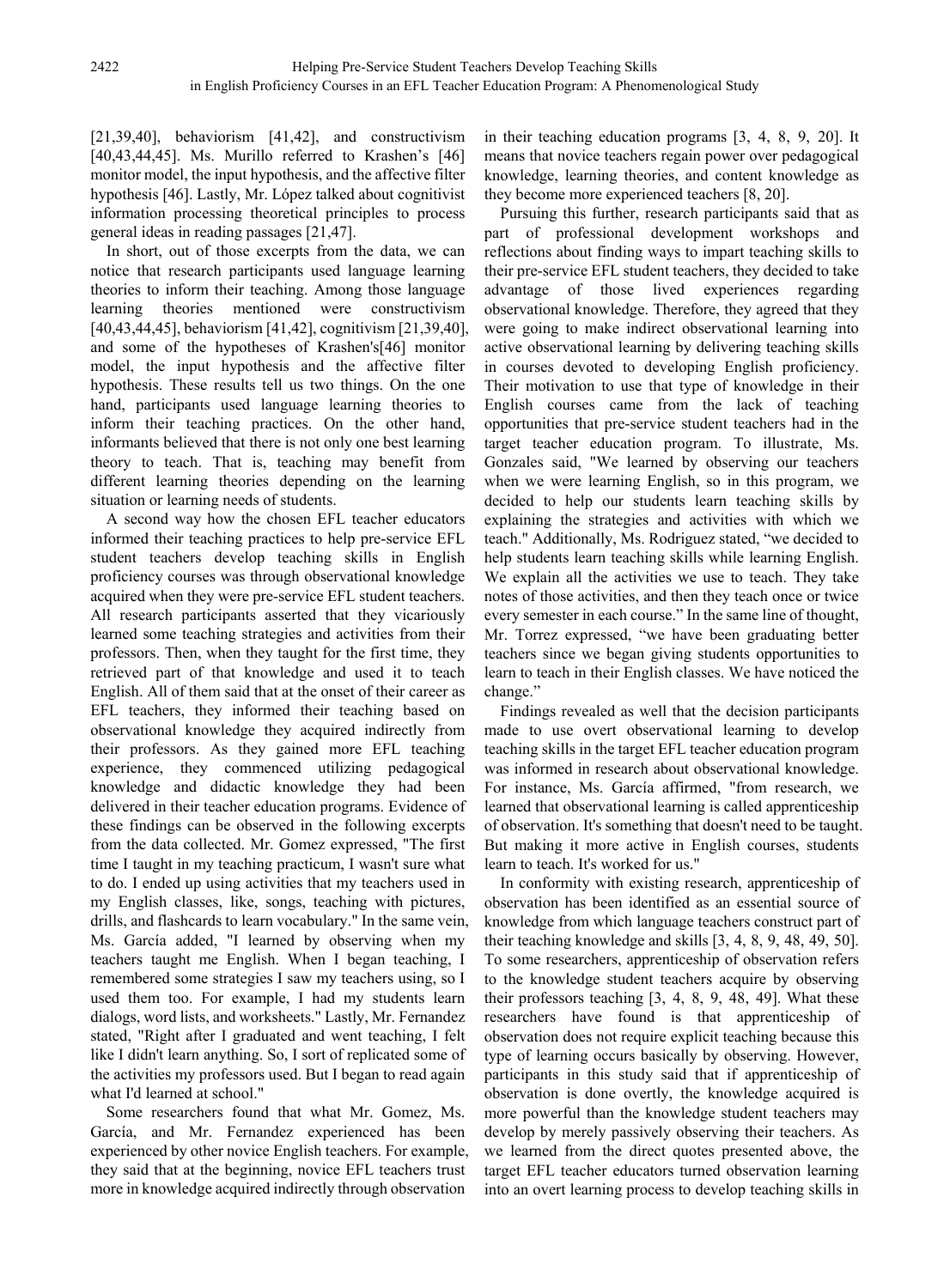[21,39,40], behaviorism [41,42], and constructivism [40,43,44,45]. Ms. Murillo referred to Krashen's [46] monitor model, the input hypothesis, and the affective filter hypothesis [46]. Lastly, Mr. López talked about cognitivist information processing theoretical principles to process general ideas in reading passages [21,47].

In short, out of those excerpts from the data, we can notice that research participants used language learning theories to inform their teaching. Among those language learning theories mentioned were constructivism [40,43,44,45], behaviorism [41,42], cognitivism [21,39,40], and some of the hypotheses of Krashen's[46] monitor model, the input hypothesis, and the affective filter hypothesis. These results tell us two things. On the one hand, participants used language learning theories to inform their teaching practices. On the other hand, informants believed that there is not only one best learning theory to teach. That is, teaching may benefit from different learning theories depending on the learning situation or learning needs of students.

A second way how the chosen EFL teacher educators informed their teaching practices to help pre-service EFL student teachers develop teaching skills in English proficiency courses was through observational knowledge acquired when they were pre-service EFL student teachers. All research participants asserted that they vicariously learned some teaching strategies and activities from their professors. Then, when they taught for the first time, they retrieved part of that knowledge and used it to teach English. All of them said that at the onset of their career as EFL teachers, they informed their teaching based on observational knowledge they acquired indirectly from their professors. As they gained more EFL teaching experience, they commenced utilizing pedagogical knowledge and didactic knowledge they had been delivered in their teacher education programs. Evidence of these findings can be observed in the following excerpts from the data collected. Mr. Gomez expressed, "The first time I taught in my teaching practicum, I wasn't sure what to do. I ended up using activities that my teachers used in my English classes, like, songs, teaching with pictures, drills, and flashcards to learn vocabulary." In the same vein, Ms. García added, "I learned by observing when my teachers taught me English. When I began teaching, I remembered some strategies I saw my teachers using, so I used them too. For example, I had my students learn dialogs, word lists, and worksheets." Lastly, Mr. Fernandez stated, "Right after I graduated and went teaching, I felt like I didn't learn anything. So, I sort of replicated some of the activities my professors used. But I began to read again what I'd learned at school."

Some researchers found that what Mr. Gomez, Ms. García, and Mr. Fernandez experienced has been experienced by other novice English teachers. For example, they said that at the beginning, novice EFL teachers trust more in knowledge acquired indirectly through observation in their teaching education programs [3, 4, 8, 9, 20]. It means that novice teachers regain power over pedagogical knowledge, learning theories, and content knowledge as they become more experienced teachers [8, 20].

Pursuing this further, research participants said that as part of professional development workshops and reflections about finding ways to impart teaching skills to their pre-service EFL student teachers, they decided to take advantage of those lived experiences regarding observational knowledge. Therefore, they agreed that they were going to make indirect observational learning into active observational learning by delivering teaching skills in courses devoted to developing English proficiency. Their motivation to use that type of knowledge in their English courses came from the lack of teaching opportunities that pre-service student teachers had in the target teacher education program. To illustrate, Ms. Gonzales said, "We learned by observing our teachers when we were learning English, so in this program, we decided to help our students learn teaching skills by explaining the strategies and activities with which we teach." Additionally, Ms. Rodriguez stated, "we decided to help students learn teaching skills while learning English. We explain all the activities we use to teach. They take notes of those activities, and then they teach once or twice every semester in each course." In the same line of thought, Mr. Torrez expressed, "we have been graduating better teachers since we began giving students opportunities to learn to teach in their English classes. We have noticed the change."

Findings revealed as well that the decision participants made to use overt observational learning to develop teaching skills in the target EFL teacher education program was informed in research about observational knowledge. For instance, Ms. García affirmed, "from research, we learned that observational learning is called apprenticeship of observation. It's something that doesn't need to be taught. But making it more active in English courses, students learn to teach. It's worked for us."

In conformity with existing research, apprenticeship of observation has been identified as an essential source of knowledge from which language teachers construct part of their teaching knowledge and skills [3, 4, 8, 9, 48, 49, 50]. To some researchers, apprenticeship of observation refers to the knowledge student teachers acquire by observing their professors teaching [3, 4, 8, 9, 48, 49]. What these researchers have found is that apprenticeship of observation does not require explicit teaching because this type of learning occurs basically by observing. However, participants in this study said that if apprenticeship of observation is done overtly, the knowledge acquired is more powerful than the knowledge student teachers may develop by merely passively observing their teachers. As we learned from the direct quotes presented above, the target EFL teacher educators turned observation learning into an overt learning process to develop teaching skills in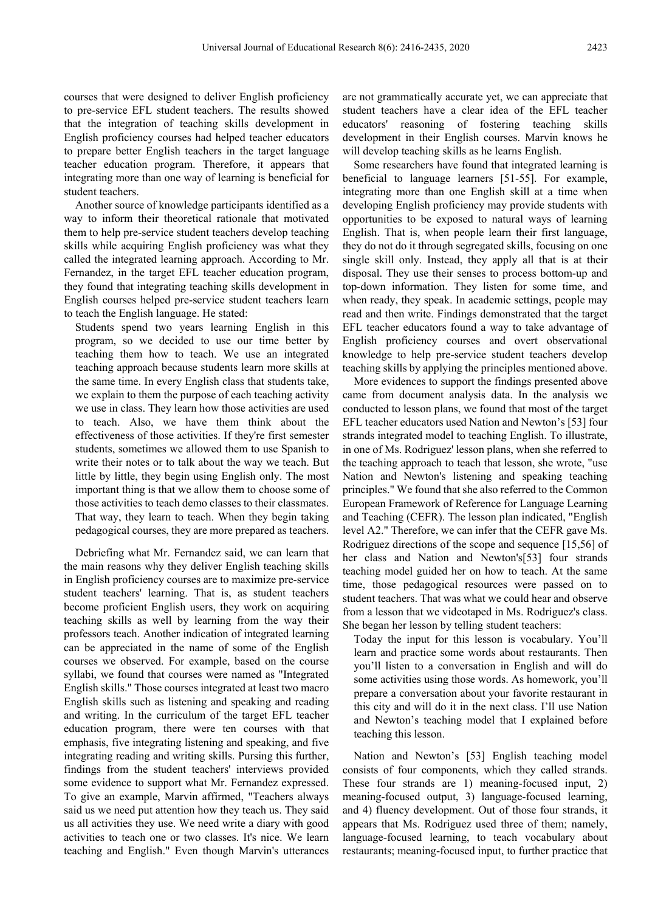courses that were designed to deliver English proficiency to pre-service EFL student teachers. The results showed that the integration of teaching skills development in English proficiency courses had helped teacher educators to prepare better English teachers in the target language teacher education program. Therefore, it appears that integrating more than one way of learning is beneficial for student teachers.

Another source of knowledge participants identified as a way to inform their theoretical rationale that motivated them to help pre-service student teachers develop teaching skills while acquiring English proficiency was what they called the integrated learning approach. According to Mr. Fernandez, in the target EFL teacher education program, they found that integrating teaching skills development in English courses helped pre-service student teachers learn to teach the English language. He stated:

> Students spend two years learning English in this program, so we decided to use our time better by teaching them how to teach. We use an integrated teaching approach because students learn more skills at the same time. In every English class that students take, we explain to them the purpose of each teaching activity we use in class. They learn how those activities are used to teach. Also, we have them think about the effectiveness of those activities. If they're first semester students, sometimes we allowed them to use Spanish to write their notes or to talk about the way we teach. But little by little, they begin using English only. The most important thing is that we allow them to choose some of those activities to teach demo classes to their classmates. That way, they learn to teach. When they begin taking pedagogical courses, they are more prepared as teachers.

Debriefing what Mr. Fernandez said, we can learn that the main reasons why they deliver English teaching skills in English proficiency courses are to maximize pre-service student teachers' learning. That is, as student teachers become proficient English users, they work on acquiring teaching skills as well by learning from the way their professors teach. Another indication of integrated learning can be appreciated in the name of some of the English courses we observed. For example, based on the course syllabi, we found that courses were named as "Integrated English skills." Those courses integrated at least two macro English skills such as listening and speaking and reading and writing. In the curriculum of the target EFL teacher education program, there were ten courses with that emphasis, five integrating listening and speaking, and five integrating reading and writing skills. Pursing this further, findings from the student teachers' interviews provided some evidence to support what Mr. Fernandez expressed. To give an example, Marvin affirmed, "Teachers always said us we need put attention how they teach us. They said us all activities they use. We need write a diary with good activities to teach one or two classes. It's nice. We learn teaching and English." Even though Marvin's utterances are not grammatically accurate yet, we can appreciate that student teachers have a clear idea of the EFL teacher educators' reasoning of fostering teaching skills development in their English courses. Marvin knows he will develop teaching skills as he learns English.

Some researchers have found that integrated learning is beneficial to language learners [51-55]. For example, integrating more than one English skill at a time when developing English proficiency may provide students with opportunities to be exposed to natural ways of learning English. That is, when people learn their first language, they do not do it through segregated skills, focusing on one single skill only. Instead, they apply all that is at their disposal. They use their senses to process bottom-up and top-down information. They listen for some time, and when ready, they speak. In academic settings, people may read and then write. Findings demonstrated that the target EFL teacher educators found a way to take advantage of English proficiency courses and overt observational knowledge to help pre-service student teachers develop teaching skills by applying the principles mentioned above.

More evidences to support the findings presented above came from document analysis data. In the analysis we conducted to lesson plans, we found that most of the target EFL teacher educators used Nation and Newton's [53] four strands integrated model to teaching English. To illustrate, in one of Ms. Rodriguez' lesson plans, when she referred to the teaching approach to teach that lesson, she wrote, "use Nation and Newton's listening and speaking teaching principles." We found that she also referred to the Common European Framework of Reference for Language Learning and Teaching (CEFR). The lesson plan indicated, "English level A2." Therefore, we can infer that the CEFR gave Ms. Rodriguez directions of the scope and sequence [15,56] of her class and Nation and Newton's[53] four strands teaching model guided her on how to teach. At the same time, those pedagogical resources were passed on to student teachers. That was what we could hear and observe from a lesson that we videotaped in Ms. Rodriguez's class. She began her lesson by telling student teachers:

> Today the input for this lesson is vocabulary. You'll learn and practice some words about restaurants. Then you'll listen to a conversation in English and will do some activities using those words. As homework, you'll prepare a conversation about your favorite restaurant in this city and will do it in the next class. I'll use Nation and Newton's teaching model that I explained before teaching this lesson.

Nation and Newton's [53] English teaching model consists of four components, which they called strands. These four strands are 1) meaning-focused input, 2) meaning-focused output, 3) language-focused learning, and 4) fluency development. Out of those four strands, it appears that Ms. Rodriguez used three of them; namely, language-focused learning, to teach vocabulary about restaurants; meaning-focused input, to further practice that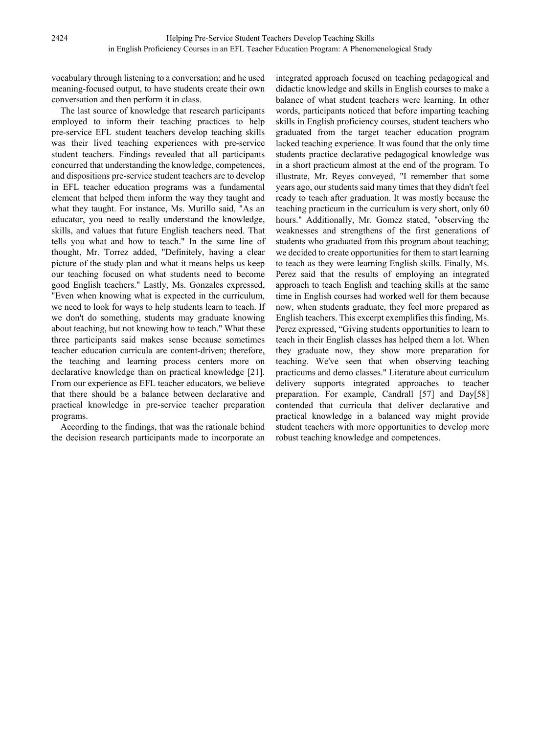vocabulary through listening to a conversation; and he used meaning-focused output, to have students create their own conversation and then perform it in class.

The last source of knowledge that research participants employed to inform their teaching practices to help pre-service EFL student teachers develop teaching skills was their lived teaching experiences with pre-service student teachers. Findings revealed that all participants concurred that understanding the knowledge, competences, and dispositions pre-service student teachers are to develop in EFL teacher education programs was a fundamental element that helped them inform the way they taught and what they taught. For instance, Ms. Murillo said, "As an educator, you need to really understand the knowledge, skills, and values that future English teachers need. That tells you what and how to teach." In the same line of thought, Mr. Torrez added, "Definitely, having a clear picture of the study plan and what it means helps us keep our teaching focused on what students need to become good English teachers." Lastly, Ms. Gonzales expressed, "Even when knowing what is expected in the curriculum, we need to look for ways to help students learn to teach. If we don't do something, students may graduate knowing about teaching, but not knowing how to teach." What these three participants said makes sense because sometimes teacher education curricula are content-driven; therefore, the teaching and learning process centers more on declarative knowledge than on practical knowledge [21]. From our experience as EFL teacher educators, we believe that there should be a balance between declarative and practical knowledge in pre-service teacher preparation programs.

According to the findings, that was the rationale behind the decision research participants made to incorporate an integrated approach focused on teaching pedagogical and didactic knowledge and skills in English courses to make a balance of what student teachers were learning. In other words, participants noticed that before imparting teaching skills in English proficiency courses, student teachers who graduated from the target teacher education program lacked teaching experience. It was found that the only time students practice declarative pedagogical knowledge was in a short practicum almost at the end of the program. To illustrate, Mr. Reyes conveyed, "I remember that some years ago, our students said many times that they didn't feel ready to teach after graduation. It was mostly because the teaching practicum in the curriculum is very short, only 60 hours." Additionally, Mr. Gomez stated, "observing the weaknesses and strengthens of the first generations of students who graduated from this program about teaching; we decided to create opportunities for them to start learning to teach as they were learning English skills. Finally, Ms. Perez said that the results of employing an integrated approach to teach English and teaching skills at the same time in English courses had worked well for them because now, when students graduate, they feel more prepared as English teachers. This excerpt exemplifies this finding, Ms. Perez expressed, "Giving students opportunities to learn to teach in their English classes has helped them a lot. When they graduate now, they show more preparation for teaching. We've seen that when observing teaching practicums and demo classes." Literature about curriculum delivery supports integrated approaches to teacher preparation. For example, Candrall [57] and Day[58] contended that curricula that deliver declarative and practical knowledge in a balanced way might provide student teachers with more opportunities to develop more robust teaching knowledge and competences.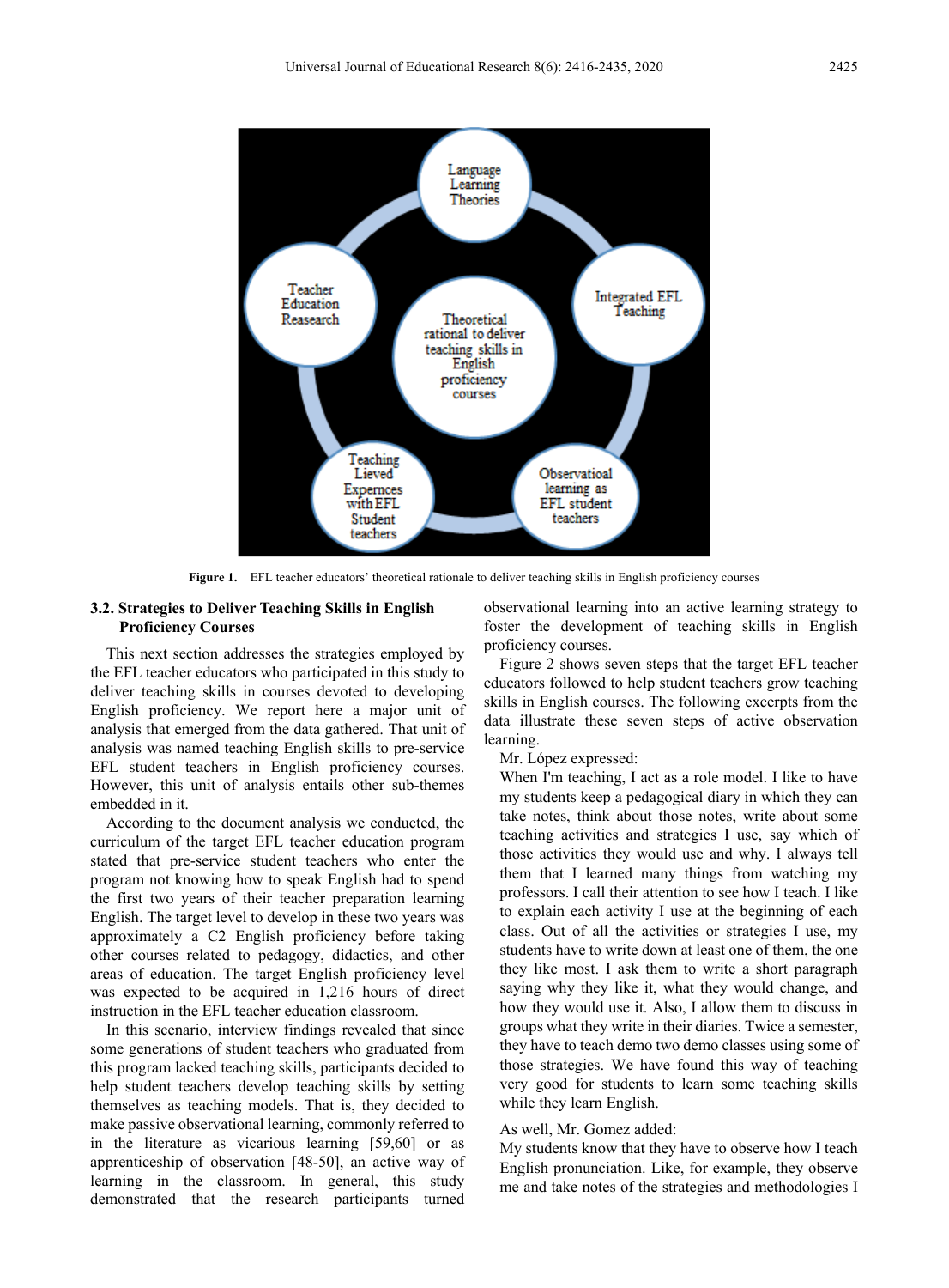Language Learning Theories

Integrated EFL Teaching

Observatioal learning as EFL student teachers

Teaching Lieved Expernces with EFL Student teachers

Teacher Education Reasearch

Theoretical rational to deliver teaching skills in English proficiency courses

**Figure 1.** EFL teacher educators' theoretical rationale to deliver teaching skills in English proficiency courses

### 3.2. Strategies to Deliver Teaching Skills in English Proficiency Courses

This next section addresses the strategies employed by the EFL teacher educators who participated in this study to deliver teaching skills in courses devoted to developing English proficiency. We report here a major unit of analysis that emerged from the data gathered. That unit of analysis was named teaching English skills to pre-service EFL student teachers in English proficiency courses. However, this unit of analysis entails other sub-themes embedded in it.

According to the document analysis we conducted, the curriculum of the target EFL teacher education program stated that pre-service student teachers who enter the program not knowing how to speak English had to spend the first two years of their teacher preparation learning English. The target level to develop in these two years was approximately a C2 English proficiency before taking other courses related to pedagogy, didactics, and other areas of education. The target English proficiency level was expected to be acquired in 1,216 hours of direct instruction in the EFL teacher education classroom.

In this scenario, interview findings revealed that since some generations of student teachers who graduated from this program lacked teaching skills, participants decided to help student teachers develop teaching skills by setting themselves as teaching models. That is, they decided to make passive observational learning, commonly referred to in the literature as vicarious learning [59,60] or as apprenticeship of observation [48-50], an active way of learning in the classroom. In general, this study demonstrated that the research participants turned observational learning into an active learning strategy to foster the development of teaching skills in English proficiency courses.

Figure 2 shows seven steps that the target EFL teacher educators followed to help student teachers grow teaching skills in English courses. The following excerpts from the data illustrate these seven steps of active observation learning.

Mr. López expressed:

> When I'm teaching, I act as a role model. I like to have my students keep a pedagogical diary in which they can take notes, think about those notes, write about some teaching activities and strategies I use, say which of those activities they would use and why. I always tell them that I learned many things from watching my professors. I call their attention to see how I teach. I like to explain each activity I use at the beginning of each class. Out of all the activities or strategies I use, my students have to write down at least one of them, the one they like most. I ask them to write a short paragraph saying why they like it, what they would change, and how they would use it. Also, I allow them to discuss in groups what they write in their diaries. Twice a semester, they have to teach demo two demo classes using some of those strategies. We have found this way of teaching very good for students to learn some teaching skills while they learn English.

As well, Mr. Gomez added:

> My students know that they have to observe how I teach English pronunciation. Like, for example, they observe me and take notes of the strategies and methodologies I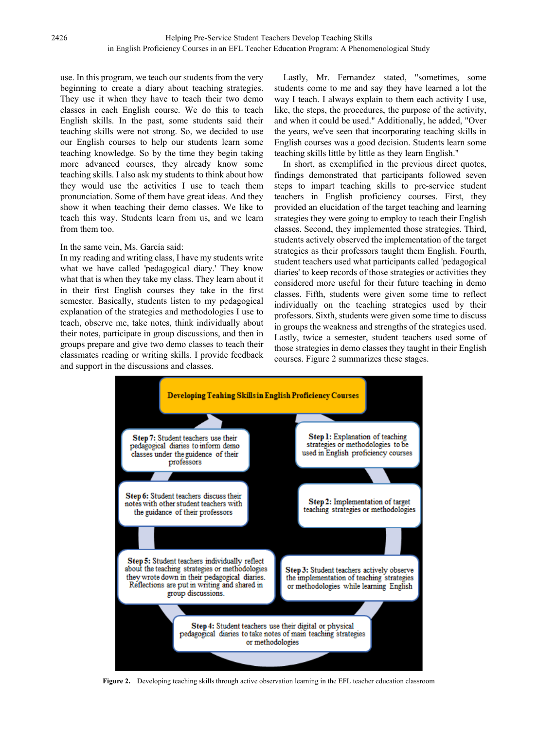use. In this program, we teach our students from the very beginning to create a diary about teaching strategies. They use it when they have to teach their two demo classes in each English course. We do this to teach English skills. In the past, some students said their teaching skills were not strong. So, we decided to use our English courses to help our students learn some teaching knowledge. So by the time they begin taking more advanced courses, they already know some teaching skills. I also ask my students to think about how they would use the activities I use to teach them pronunciation. Some of them have great ideas. And they show it when teaching their demo classes. We like to teach this way. Students learn from us, and we learn from them too.

In the same vein, Ms. García said:

> In my reading and writing class, I have my students write what we have called 'pedagogical diary.' They know what that is when they take my class. They learn about it in their first English courses they take in the first semester. Basically, students listen to my pedagogical explanation of the strategies and methodologies I use to teach, observe me, take notes, think individually about their notes, participate in group discussions, and then in groups prepare and give two demo classes to teach their classmates reading or writing skills. I provide feedback and support in the discussions and classes.

Lastly, Mr. Fernandez stated, "sometimes, some students come to me and say they have learned a lot the way I teach. I always explain to them each activity I use, like, the steps, the procedures, the purpose of the activity, and when it could be used." Additionally, he added, "Over the years, we've seen that incorporating teaching skills in English courses was a good decision. Students learn some teaching skills little by little as they learn English."

In short, as exemplified in the previous direct quotes, findings demonstrated that participants followed seven steps to impart teaching skills to pre-service student teachers in English proficiency courses. First, they provided an elucidation of the target teaching and learning strategies they were going to employ to teach their English classes. Second, they implemented those strategies. Third, students actively observed the implementation of the target strategies as their professors taught them English. Fourth, student teachers used what participants called 'pedagogical diaries' to keep records of those strategies or activities they considered more useful for their future teaching in demo classes. Fifth, students were given some time to reflect individually on the teaching strategies used by their professors. Sixth, students were given some time to discuss in groups the weakness and strengths of the strategies used. Lastly, twice a semester, student teachers used some of those strategies in demo classes they taught in their English courses. Figure 2 summarizes these stages.

**Developing Teahing Skills in English Proficiency Courses**

- **Step 1:** Explanation of teaching strategies or methodologies to be used in English proficiency courses
- **Step 2:** Implementation of target teaching strategies or methodologies
- **Step 3:** Student teachers actively observe the implementation of teaching strategies or methodologies while learning English
- **Step 4:** Student teachers use their digital or physical pedagogical diaries to take notes of main teaching strategies or methodologies
- **Step 5:** Student teachers individually reflect about the teaching strategies or methodologies they wrote down in their pedagogical diaries. Reflections are put in writing and shared in group discussions.
- **Step 6:** Student teachers discuss their notes with other student teachers with the guidance of their professors
- **Step 7:** Student teachers use their pedagogical diaries to inform demo classes under the guidance of their professors

**Figure 2.** Developing teaching skills through active observation learning in the EFL teacher education classroom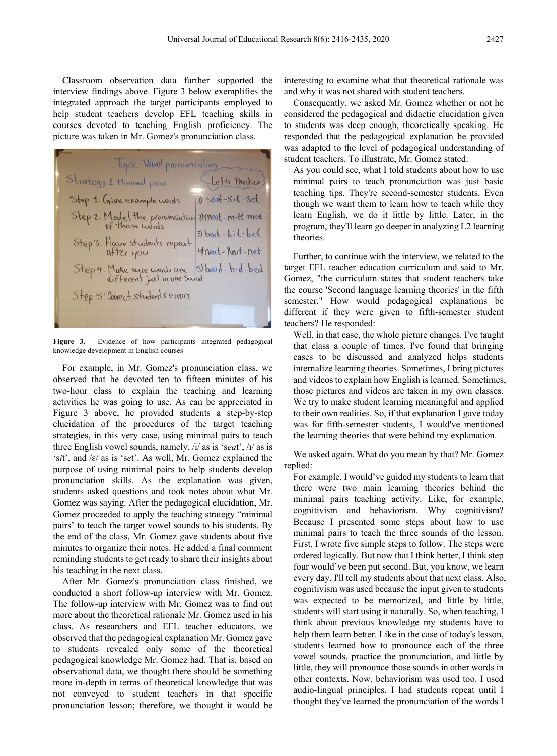Classroom observation data further supported the interview findings above. Figure 3 below exemplifies the integrated approach the target participants employed to help student teachers develop EFL teaching skills in courses devoted to teaching English proficiency. The picture was taken in Mr. Gomez's pronunciation class.

**Figure 3.** Evidence of how participants integrated pedagogical knowledge development in English courses

For example, in Mr. Gomez's pronunciation class, we observed that he devoted ten to fifteen minutes of his two-hour class to explain the teaching and learning activities he was going to use. As can be appreciated in Figure 3 above, he provided students a step-by-step elucidation of the procedures of the target teaching strategies, in this very case, using minimal pairs to teach three English vowel sounds, namely, /i/ as is 's*ea*t', /ɪ/ as is 's*i*t', and /ɛ/ as is 's*e*t'. As well, Mr. Gomez explained the purpose of using minimal pairs to help students develop pronunciation skills. As the explanation was given, students asked questions and took notes about what Mr. Gomez was saying. After the pedagogical elucidation, Mr. Gomez proceeded to apply the teaching strategy "minimal pairs' to teach the target vowel sounds to his students. By the end of the class, Mr. Gomez gave students about five minutes to organize their notes. He added a final comment reminding students to get ready to share their insights about his teaching in the next class.

After Mr. Gomez's pronunciation class finished, we conducted a short follow-up interview with Mr. Gomez. The follow-up interview with Mr. Gomez was to find out more about the theoretical rationale Mr. Gomez used in his class. As researchers and EFL teacher educators, we observed that the pedagogical explanation Mr. Gomez gave to students revealed only some of the theoretical pedagogical knowledge Mr. Gomez had. That is, based on observational data, we thought there should be something more in-depth in terms of theoretical knowledge that was not conveyed to student teachers in that specific pronunciation lesson; therefore, we thought it would be interesting to examine what that theoretical rationale was and why it was not shared with student teachers.

Consequently, we asked Mr. Gomez whether or not he considered the pedagogical and didactic elucidation given to students was deep enough, theoretically speaking. He responded that the pedagogical explanation he provided was adapted to the level of pedagogical understanding of student teachers. To illustrate, Mr. Gomez stated:

> As you could see, what I told students about how to use minimal pairs to teach pronunciation was just basic teaching tips. They're second-semester students. Even though we want them to learn how to teach while they learn English, we do it little by little. Later, in the program, they'll learn go deeper in analyzing L2 learning theories.

Further, to continue with the interview, we related to the target EFL teacher education curriculum and said to Mr. Gomez, "the curriculum states that student teachers take the course 'Second language learning theories' in the fifth semester." How would pedagogical explanations be different if they were given to fifth-semester student teachers? He responded:

> Well, in that case, the whole picture changes. I've taught that class a couple of times. I've found that bringing cases to be discussed and analyzed helps students internalize learning theories. Sometimes, I bring pictures and videos to explain how English is learned. Sometimes, those pictures and videos are taken in my own classes. We try to make student learning meaningful and applied to their own realities. So, if that explanation I gave today was for fifth-semester students, I would've mentioned the learning theories that were behind my explanation.

We asked again. What do you mean by that? Mr. Gomez replied:

> For example, I would've guided my students to learn that there were two main learning theories behind the minimal pairs teaching activity. Like, for example, cognitivism and behaviorism. Why cognitivism? Because I presented some steps about how to use minimal pairs to teach the three sounds of the lesson. First, I wrote five simple steps to follow. The steps were ordered logically. But now that I think better, I think step four would've been put second. But, you know, we learn every day. I'll tell my students about that next class. Also, cognitivism was used because the input given to students was expected to be memorized, and little by little, students will start using it naturally. So, when teaching, I think about previous knowledge my students have to help them learn better. Like in the case of today's lesson, students learned how to pronounce each of the three vowel sounds, practice the pronunciation, and little by little, they will pronounce those sounds in other words in other contexts. Now, behaviorism was used too. I used audio-lingual principles. I had students repeat until I thought they've learned the pronunciation of the words I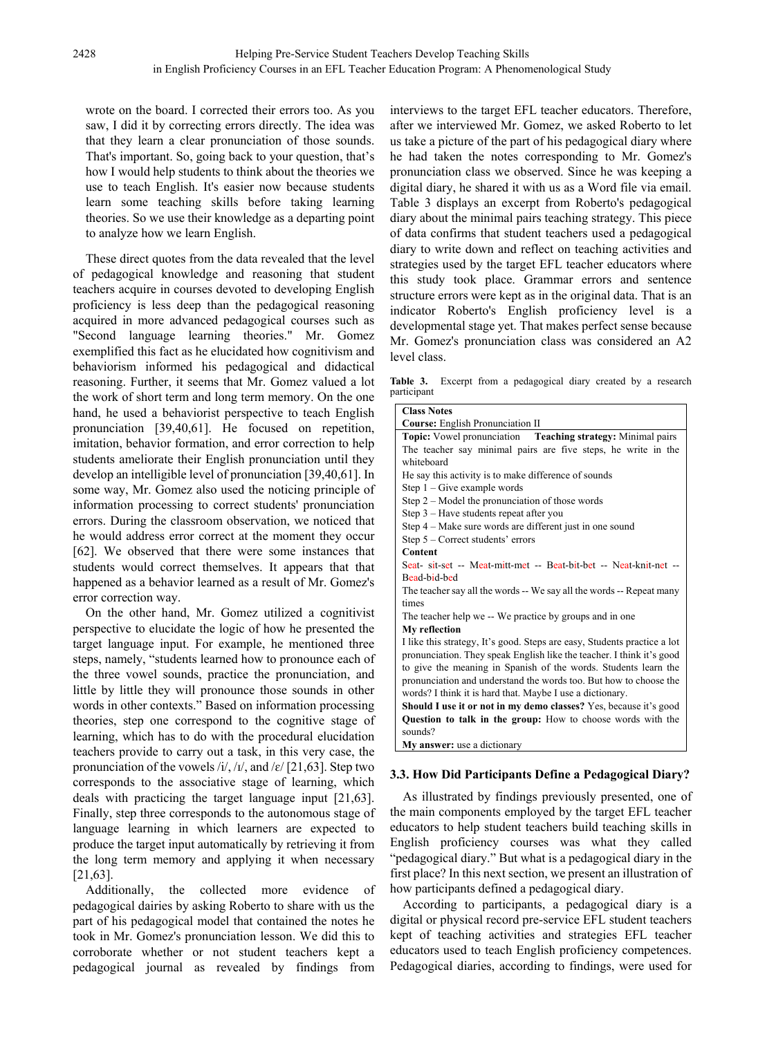wrote on the board. I corrected their errors too. As you saw, I did it by correcting errors directly. The idea was that they learn a clear pronunciation of those sounds. That's important. So, going back to your question, that's how I would help students to think about the theories we use to teach English. It's easier now because students learn some teaching skills before taking learning theories. So we use their knowledge as a departing point to analyze how we learn English.

These direct quotes from the data revealed that the level of pedagogical knowledge and reasoning that student teachers acquire in courses devoted to developing English proficiency is less deep than the pedagogical reasoning acquired in more advanced pedagogical courses such as "Second language learning theories." Mr. Gomez exemplified this fact as he elucidated how cognitivism and behaviorism informed his pedagogical and didactical reasoning. Further, it seems that Mr. Gomez valued a lot the work of short term and long term memory. On the one hand, he used a behaviorist perspective to teach English pronunciation [39,40,61]. He focused on repetition, imitation, behavior formation, and error correction to help students ameliorate their English pronunciation until they develop an intelligible level of pronunciation [39,40,61]. In some way, Mr. Gomez also used the noticing principle of information processing to correct students' pronunciation errors. During the classroom observation, we noticed that he would address error correct at the moment they occur [62]. We observed that there were some instances that students would correct themselves. It appears that that happened as a behavior learned as a result of Mr. Gomez's error correction way.

On the other hand, Mr. Gomez utilized a cognitivist perspective to elucidate the logic of how he presented the target language input. For example, he mentioned three steps, namely, "students learned how to pronounce each of the three vowel sounds, practice the pronunciation, and little by little they will pronounce those sounds in other words in other contexts." Based on information processing theories, step one correspond to the cognitive stage of learning, which has to do with the procedural elucidation teachers provide to carry out a task, in this very case, the pronunciation of the vowels /i/, /ɪ/, and /ɛ/ [21,63]. Step two corresponds to the associative stage of learning, which deals with practicing the target language input [21,63]. Finally, step three corresponds to the autonomous stage of language learning in which learners are expected to produce the target input automatically by retrieving it from the long term memory and applying it when necessary [21,63].

Additionally, the collected more evidence of pedagogical dairies by asking Roberto to share with us the part of his pedagogical model that contained the notes he took in Mr. Gomez's pronunciation lesson. We did this to corroborate whether or not student teachers kept a pedagogical journal as revealed by findings from interviews to the target EFL teacher educators. Therefore, after we interviewed Mr. Gomez, we asked Roberto to let us take a picture of the part of his pedagogical diary where he had taken the notes corresponding to Mr. Gomez's pronunciation class we observed. Since he was keeping a digital diary, he shared it with us as a Word file via email. Table 3 displays an excerpt from Roberto's pedagogical diary about the minimal pairs teaching strategy. This piece of data confirms that student teachers used a pedagogical diary to write down and reflect on teaching activities and strategies used by the target EFL teacher educators where this study took place. Grammar errors and sentence structure errors were kept as in the original data. That is an indicator Roberto's English proficiency level is a developmental stage yet. That makes perfect sense because Mr. Gomez's pronunciation class was considered an A2 level class.

**Table 3.** Excerpt from a pedagogical diary created by a research participant

| **Class Notes**<br>**Course:** English Pronunciation II |
|---|
| **Topic:** Vowel pronunciation **Teaching strategy:** Minimal pairs<br>The teacher say minimal pairs are five steps, he write in the whiteboard<br>He say this activity is to make difference of sounds<br>Step 1 – Give example words<br>Step 2 – Model the pronunciation of those words<br>Step 3 – Have students repeat after you<br>Step 4 – Make sure words are different just in one sound<br>Step 5 – Correct students' errors |
| **Content**<br>Seat- sit-set -- Meat-mitt-met -- Beat-bit-bet -- Neat-knit-net -- Bead-bid-bed<br>The teacher say all the words -- We say all the words -- Repeat many times<br>The teacher help we -- We practice by groups and in one |
| **My reflection**<br>I like this strategy, It's good. Steps are easy, Students practice a lot pronunciation. They speak English like the teacher. I think it's good to give the meaning in Spanish of the words. Students learn the pronunciation and understand the words too. But how to choose the words? I think it is hard that. Maybe I use a dictionary.<br>**Should I use it or not in my demo classes?** Yes, because it's good<br>**Question to talk in the group:** How to choose words with the sounds?<br>**My answer:** use a dictionary |

### 3.3. How Did Participants Define a Pedagogical Diary?

As illustrated by findings previously presented, one of the main components employed by the target EFL teacher educators to help student teachers build teaching skills in English proficiency courses was what they called "pedagogical diary." But what is a pedagogical diary in the first place? In this next section, we present an illustration of how participants defined a pedagogical diary.

According to participants, a pedagogical diary is a digital or physical record pre-service EFL student teachers kept of teaching activities and strategies EFL teacher educators used to teach English proficiency competences. Pedagogical diaries, according to findings, were used for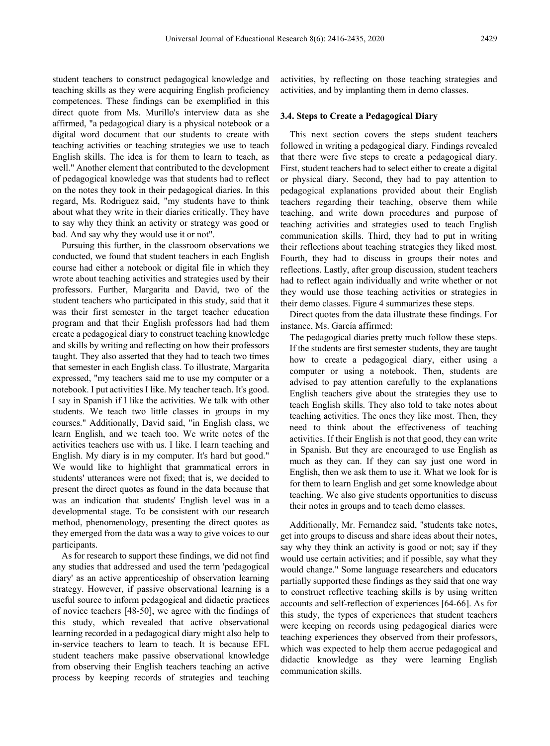student teachers to construct pedagogical knowledge and teaching skills as they were acquiring English proficiency competences. These findings can be exemplified in this direct quote from Ms. Murillo's interview data as she affirmed, "a pedagogical diary is a physical notebook or a digital word document that our students to create with teaching activities or teaching strategies we use to teach English skills. The idea is for them to learn to teach, as well." Another element that contributed to the development of pedagogical knowledge was that students had to reflect on the notes they took in their pedagogical diaries. In this regard, Ms. Rodriguez said, "my students have to think about what they write in their diaries critically. They have to say why they think an activity or strategy was good or bad. And say why they would use it or not".

Pursuing this further, in the classroom observations we conducted, we found that student teachers in each English course had either a notebook or digital file in which they wrote about teaching activities and strategies used by their professors. Further, Margarita and David, two of the student teachers who participated in this study, said that it was their first semester in the target teacher education program and that their English professors had had them create a pedagogical diary to construct teaching knowledge and skills by writing and reflecting on how their professors taught. They also asserted that they had to teach two times that semester in each English class. To illustrate, Margarita expressed, "my teachers said me to use my computer or a notebook. I put activities I like. My teacher teach. It's good. I say in Spanish if I like the activities. We talk with other students. We teach two little classes in groups in my courses." Additionally, David said, "in English class, we learn English, and we teach too. We write notes of the activities teachers use with us. I like. I learn teaching and English. My diary is in my computer. It's hard but good." We would like to highlight that grammatical errors in students' utterances were not fixed; that is, we decided to present the direct quotes as found in the data because that was an indication that students' English level was in a developmental stage. To be consistent with our research method, phenomenology, presenting the direct quotes as they emerged from the data was a way to give voices to our participants.

As for research to support these findings, we did not find any studies that addressed and used the term 'pedagogical diary' as an active apprenticeship of observation learning strategy. However, if passive observational learning is a useful source to inform pedagogical and didactic practices of novice teachers [48-50], we agree with the findings of this study, which revealed that active observational learning recorded in a pedagogical diary might also help to in-service teachers to learn to teach. It is because EFL student teachers make passive observational knowledge from observing their English teachers teaching an active process by keeping records of strategies and teaching activities, by reflecting on those teaching strategies and activities, and by implanting them in demo classes.

### 3.4. Steps to Create a Pedagogical Diary

This next section covers the steps student teachers followed in writing a pedagogical diary. Findings revealed that there were five steps to create a pedagogical diary. First, student teachers had to select either to create a digital or physical diary. Second, they had to pay attention to pedagogical explanations provided about their English teachers regarding their teaching, observe them while teaching, and write down procedures and purpose of teaching activities and strategies used to teach English communication skills. Third, they had to put in writing their reflections about teaching strategies they liked most. Fourth, they had to discuss in groups their notes and reflections. Lastly, after group discussion, student teachers had to reflect again individually and write whether or not they would use those teaching activities or strategies in their demo classes. Figure 4 summarizes these steps.

Direct quotes from the data illustrate these findings. For instance, Ms. García affirmed:

> The pedagogical diaries pretty much follow these steps. If the students are first semester students, they are taught how to create a pedagogical diary, either using a computer or using a notebook. Then, students are advised to pay attention carefully to the explanations English teachers give about the strategies they use to teach English skills. They also told to take notes about teaching activities. The ones they like most. Then, they need to think about the effectiveness of teaching activities. If their English is not that good, they can write in Spanish. But they are encouraged to use English as much as they can. If they can say just one word in English, then we ask them to use it. What we look for is for them to learn English and get some knowledge about teaching. We also give students opportunities to discuss their notes in groups and to teach demo classes.

Additionally, Mr. Fernandez said, "students take notes, get into groups to discuss and share ideas about their notes, say why they think an activity is good or not; say if they would use certain activities; and if possible, say what they would change." Some language researchers and educators partially supported these findings as they said that one way to construct reflective teaching skills is by using written accounts and self-reflection of experiences [64-66]. As for this study, the types of experiences that student teachers were keeping on records using pedagogical diaries were teaching experiences they observed from their professors, which was expected to help them accrue pedagogical and didactic knowledge as they were learning English communication skills.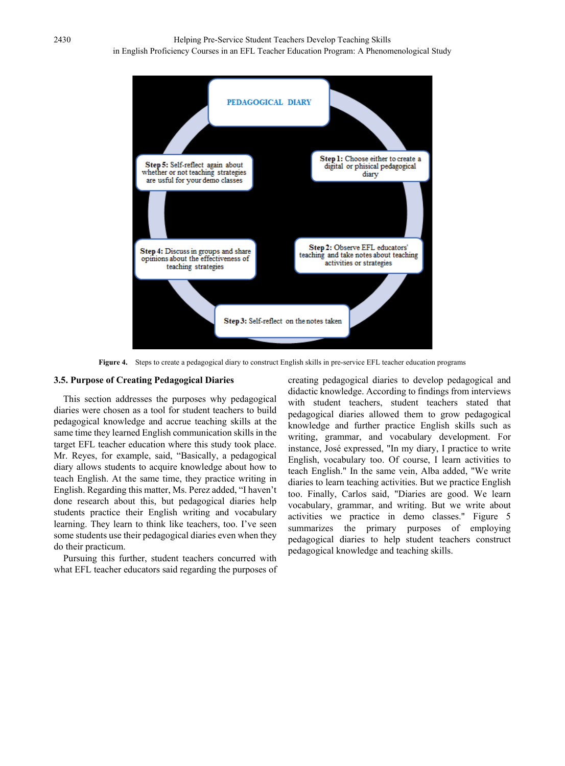**PEDAGOGICAL DIARY**

**Step 1:** Choose either to create a digital or phisical pedagogical diary

**Step 2:** Observe EFL educators' teaching and take notes about teaching activities or strategies

**Step 3:** Self-reflect on the notes taken

**Step 4:** Discuss in groups and share opinions about the effectiveness of teaching strategies

**Step 5:** Self-reflect again about whether or not teaching strategies are usful for your demo classes

**Figure 4.** Steps to create a pedagogical diary to construct English skills in pre-service EFL teacher education programs

### 3.5. Purpose of Creating Pedagogical Diaries

This section addresses the purposes why pedagogical diaries were chosen as a tool for student teachers to build pedagogical knowledge and accrue teaching skills at the same time they learned English communication skills in the target EFL teacher education where this study took place. Mr. Reyes, for example, said, "Basically, a pedagogical diary allows students to acquire knowledge about how to teach English. At the same time, they practice writing in English. Regarding this matter, Ms. Perez added, "I haven't done research about this, but pedagogical diaries help students practice their English writing and vocabulary learning. They learn to think like teachers, too. I've seen some students use their pedagogical diaries even when they do their practicum.

Pursuing this further, student teachers concurred with what EFL teacher educators said regarding the purposes of creating pedagogical diaries to develop pedagogical and didactic knowledge. According to findings from interviews with student teachers, student teachers stated that pedagogical diaries allowed them to grow pedagogical knowledge and further practice English skills such as writing, grammar, and vocabulary development. For instance, José expressed, "In my diary, I practice to write English, vocabulary too. Of course, I learn activities to teach English." In the same vein, Alba added, "We write diaries to learn teaching activities. But we practice English too. Finally, Carlos said, "Diaries are good. We learn vocabulary, grammar, and writing. But we write about activities we practice in demo classes." Figure 5 summarizes the primary purposes of employing pedagogical diaries to help student teachers construct pedagogical knowledge and teaching skills.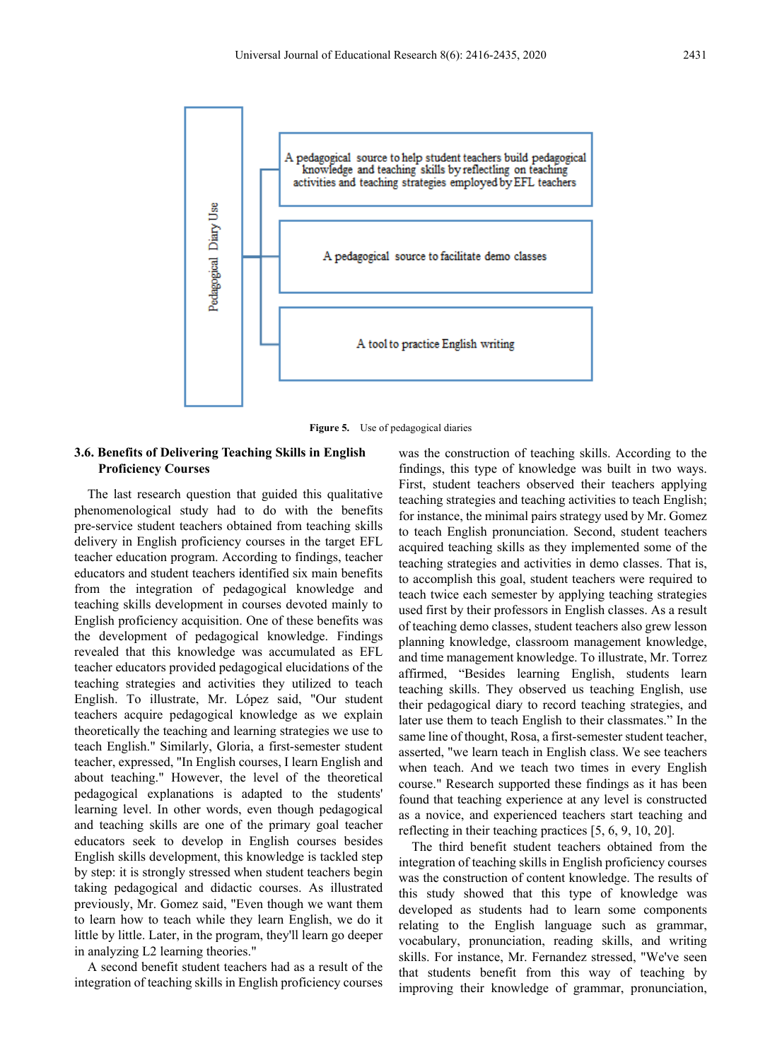Pedagogical Diary Use

- A pedagogical source to help student teachers build pedagogical knowledge and teaching skills by reflectling on teaching activities and teaching strategies employed by EFL teachers
- A pedagogical source to facilitate demo classes
- A tool to practice English writing

**Figure 5.** Use of pedagogical diaries

### 3.6. Benefits of Delivering Teaching Skills in English Proficiency Courses

The last research question that guided this qualitative phenomenological study had to do with the benefits pre-service student teachers obtained from teaching skills delivery in English proficiency courses in the target EFL teacher education program. According to findings, teacher educators and student teachers identified six main benefits from the integration of pedagogical knowledge and teaching skills development in courses devoted mainly to English proficiency acquisition. One of these benefits was the development of pedagogical knowledge. Findings revealed that this knowledge was accumulated as EFL teacher educators provided pedagogical elucidations of the teaching strategies and activities they utilized to teach English. To illustrate, Mr. López said, "Our student teachers acquire pedagogical knowledge as we explain theoretically the teaching and learning strategies we use to teach English." Similarly, Gloria, a first-semester student teacher, expressed, "In English courses, I learn English and about teaching." However, the level of the theoretical pedagogical explanations is adapted to the students' learning level. In other words, even though pedagogical and teaching skills are one of the primary goal teacher educators seek to develop in English courses besides English skills development, this knowledge is tackled step by step: it is strongly stressed when student teachers begin taking pedagogical and didactic courses. As illustrated previously, Mr. Gomez said, "Even though we want them to learn how to teach while they learn English, we do it little by little. Later, in the program, they'll learn go deeper in analyzing L2 learning theories."

A second benefit student teachers had as a result of the integration of teaching skills in English proficiency courses was the construction of teaching skills. According to the findings, this type of knowledge was built in two ways. First, student teachers observed their teachers applying teaching strategies and teaching activities to teach English; for instance, the minimal pairs strategy used by Mr. Gomez to teach English pronunciation. Second, student teachers acquired teaching skills as they implemented some of the teaching strategies and activities in demo classes. That is, to accomplish this goal, student teachers were required to teach twice each semester by applying teaching strategies used first by their professors in English classes. As a result of teaching demo classes, student teachers also grew lesson planning knowledge, classroom management knowledge, and time management knowledge. To illustrate, Mr. Torrez affirmed, "Besides learning English, students learn teaching skills. They observed us teaching English, use their pedagogical diary to record teaching strategies, and later use them to teach English to their classmates." In the same line of thought, Rosa, a first-semester student teacher, asserted, "we learn teach in English class. We see teachers when teach. And we teach two times in every English course." Research supported these findings as it has been found that teaching experience at any level is constructed as a novice, and experienced teachers start teaching and reflecting in their teaching practices [5, 6, 9, 10, 20].

The third benefit student teachers obtained from the integration of teaching skills in English proficiency courses was the construction of content knowledge. The results of this study showed that this type of knowledge was developed as students had to learn some components relating to the English language such as grammar, vocabulary, pronunciation, reading skills, and writing skills. For instance, Mr. Fernandez stressed, "We've seen that students benefit from this way of teaching by improving their knowledge of grammar, pronunciation,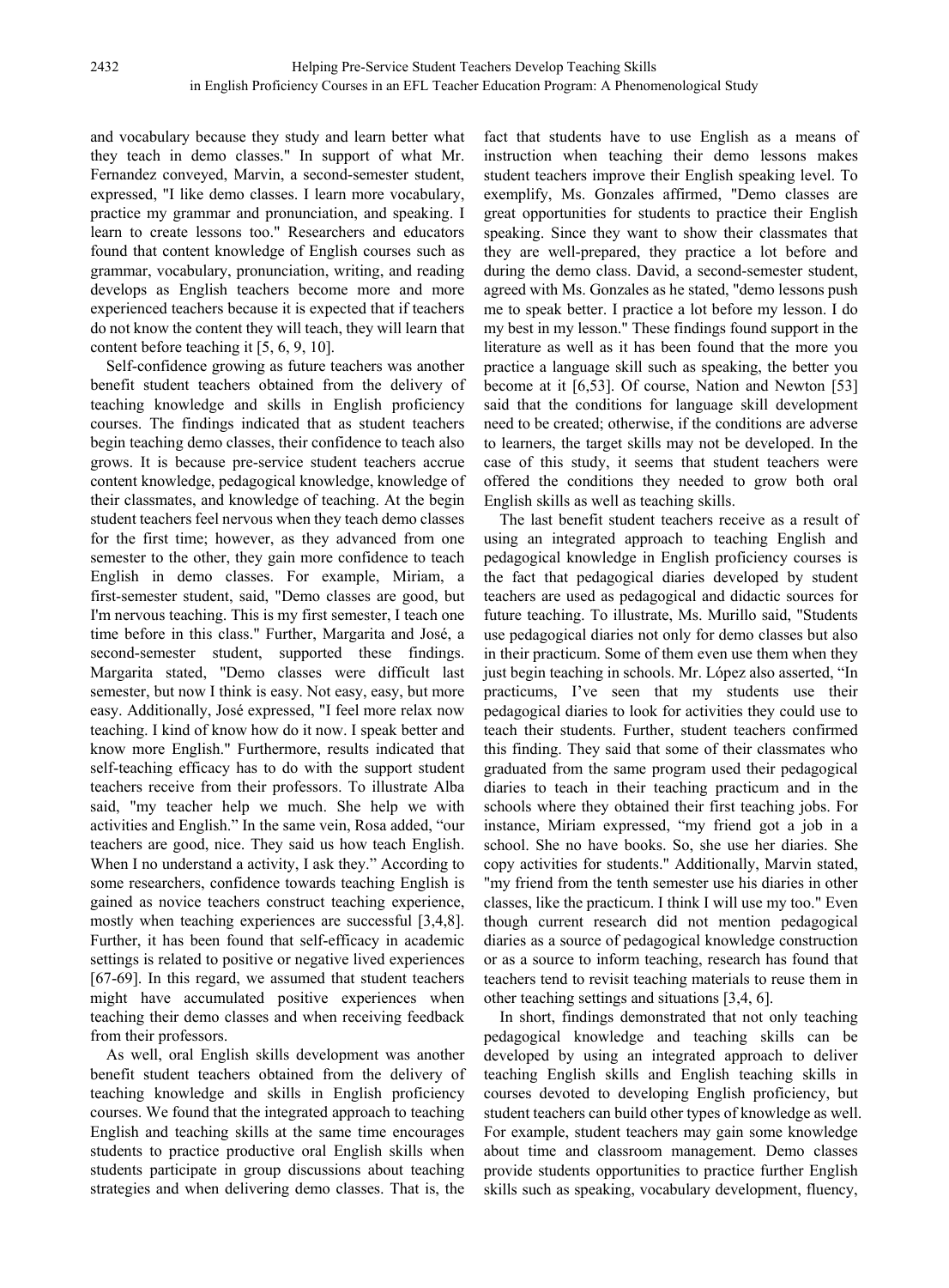and vocabulary because they study and learn better what they teach in demo classes." In support of what Mr. Fernandez conveyed, Marvin, a second-semester student, expressed, "I like demo classes. I learn more vocabulary, practice my grammar and pronunciation, and speaking. I learn to create lessons too." Researchers and educators found that content knowledge of English courses such as grammar, vocabulary, pronunciation, writing, and reading develops as English teachers become more and more experienced teachers because it is expected that if teachers do not know the content they will teach, they will learn that content before teaching it [5, 6, 9, 10].

Self-confidence growing as future teachers was another benefit student teachers obtained from the delivery of teaching knowledge and skills in English proficiency courses. The findings indicated that as student teachers begin teaching demo classes, their confidence to teach also grows. It is because pre-service student teachers accrue content knowledge, pedagogical knowledge, knowledge of their classmates, and knowledge of teaching. At the begin student teachers feel nervous when they teach demo classes for the first time; however, as they advanced from one semester to the other, they gain more confidence to teach English in demo classes. For example, Miriam, a first-semester student, said, "Demo classes are good, but I'm nervous teaching. This is my first semester, I teach one time before in this class." Further, Margarita and José, a second-semester student, supported these findings. Margarita stated, "Demo classes were difficult last semester, but now I think is easy. Not easy, easy, but more easy. Additionally, José expressed, "I feel more relax now teaching. I kind of know how do it now. I speak better and know more English." Furthermore, results indicated that self-teaching efficacy has to do with the support student teachers receive from their professors. To illustrate Alba said, "my teacher help we much. She help we with activities and English." In the same vein, Rosa added, "our teachers are good, nice. They said us how teach English. When I no understand a activity, I ask they." According to some researchers, confidence towards teaching English is gained as novice teachers construct teaching experience, mostly when teaching experiences are successful [3,4,8]. Further, it has been found that self-efficacy in academic settings is related to positive or negative lived experiences [67-69]. In this regard, we assumed that student teachers might have accumulated positive experiences when teaching their demo classes and when receiving feedback from their professors.

As well, oral English skills development was another benefit student teachers obtained from the delivery of teaching knowledge and skills in English proficiency courses. We found that the integrated approach to teaching English and teaching skills at the same time encourages students to practice productive oral English skills when students participate in group discussions about teaching strategies and when delivering demo classes. That is, the fact that students have to use English as a means of instruction when teaching their demo lessons makes student teachers improve their English speaking level. To exemplify, Ms. Gonzales affirmed, "Demo classes are great opportunities for students to practice their English speaking. Since they want to show their classmates that they are well-prepared, they practice a lot before and during the demo class. David, a second-semester student, agreed with Ms. Gonzales as he stated, "demo lessons push me to speak better. I practice a lot before my lesson. I do my best in my lesson." These findings found support in the literature as well as it has been found that the more you practice a language skill such as speaking, the better you become at it [6,53]. Of course, Nation and Newton [53] said that the conditions for language skill development need to be created; otherwise, if the conditions are adverse to learners, the target skills may not be developed. In the case of this study, it seems that student teachers were offered the conditions they needed to grow both oral English skills as well as teaching skills.

The last benefit student teachers receive as a result of using an integrated approach to teaching English and pedagogical knowledge in English proficiency courses is the fact that pedagogical diaries developed by student teachers are used as pedagogical and didactic sources for future teaching. To illustrate, Ms. Murillo said, "Students use pedagogical diaries not only for demo classes but also in their practicum. Some of them even use them when they just begin teaching in schools. Mr. López also asserted, "In practicums, I've seen that my students use their pedagogical diaries to look for activities they could use to teach their students. Further, student teachers confirmed this finding. They said that some of their classmates who graduated from the same program used their pedagogical diaries to teach in their teaching practicum and in the schools where they obtained their first teaching jobs. For instance, Miriam expressed, "my friend got a job in a school. She no have books. So, she use her diaries. She copy activities for students." Additionally, Marvin stated, "my friend from the tenth semester use his diaries in other classes, like the practicum. I think I will use my too." Even though current research did not mention pedagogical diaries as a source of pedagogical knowledge construction or as a source to inform teaching, research has found that teachers tend to revisit teaching materials to reuse them in other teaching settings and situations [3,4, 6].

In short, findings demonstrated that not only teaching pedagogical knowledge and teaching skills can be developed by using an integrated approach to deliver teaching English skills and English teaching skills in courses devoted to developing English proficiency, but student teachers can build other types of knowledge as well. For example, student teachers may gain some knowledge about time and classroom management. Demo classes provide students opportunities to practice further English skills such as speaking, vocabulary development, fluency,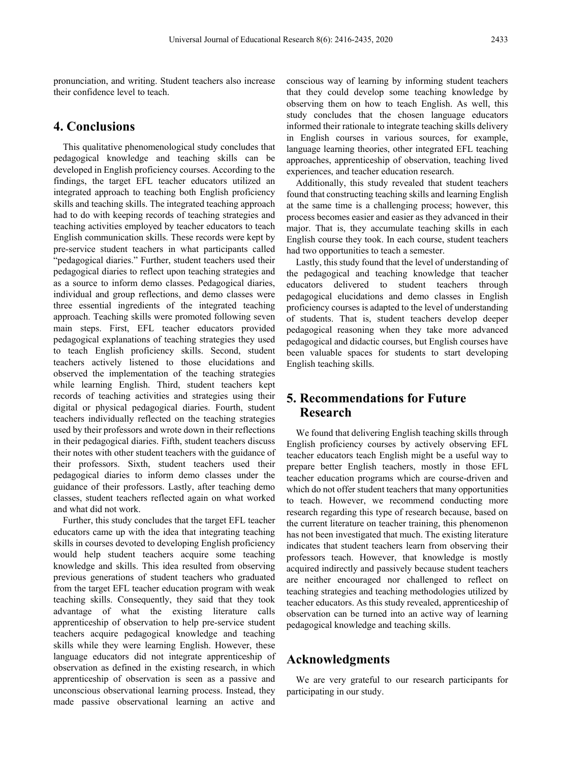pronunciation, and writing. Student teachers also increase their confidence level to teach.

# 4. Conclusions

This qualitative phenomenological study concludes that pedagogical knowledge and teaching skills can be developed in English proficiency courses. According to the findings, the target EFL teacher educators utilized an integrated approach to teaching both English proficiency skills and teaching skills. The integrated teaching approach had to do with keeping records of teaching strategies and teaching activities employed by teacher educators to teach English communication skills. These records were kept by pre-service student teachers in what participants called "pedagogical diaries." Further, student teachers used their pedagogical diaries to reflect upon teaching strategies and as a source to inform demo classes. Pedagogical diaries, individual and group reflections, and demo classes were three essential ingredients of the integrated teaching approach. Teaching skills were promoted following seven main steps. First, EFL teacher educators provided pedagogical explanations of teaching strategies they used to teach English proficiency skills. Second, student teachers actively listened to those elucidations and observed the implementation of the teaching strategies while learning English. Third, student teachers kept records of teaching activities and strategies using their digital or physical pedagogical diaries. Fourth, student teachers individually reflected on the teaching strategies used by their professors and wrote down in their reflections in their pedagogical diaries. Fifth, student teachers discuss their notes with other student teachers with the guidance of their professors. Sixth, student teachers used their pedagogical diaries to inform demo classes under the guidance of their professors. Lastly, after teaching demo classes, student teachers reflected again on what worked and what did not work.

Further, this study concludes that the target EFL teacher educators came up with the idea that integrating teaching skills in courses devoted to developing English proficiency would help student teachers acquire some teaching knowledge and skills. This idea resulted from observing previous generations of student teachers who graduated from the target EFL teacher education program with weak teaching skills. Consequently, they said that they took advantage of what the existing literature calls apprenticeship of observation to help pre-service student teachers acquire pedagogical knowledge and teaching skills while they were learning English. However, these language educators did not integrate apprenticeship of observation as defined in the existing research, in which apprenticeship of observation is seen as a passive and unconscious observational learning process. Instead, they made passive observational learning an active and conscious way of learning by informing student teachers that they could develop some teaching knowledge by observing them on how to teach English. As well, this study concludes that the chosen language educators informed their rationale to integrate teaching skills delivery in English courses in various sources, for example, language learning theories, other integrated EFL teaching approaches, apprenticeship of observation, teaching lived experiences, and teacher education research.

Additionally, this study revealed that student teachers found that constructing teaching skills and learning English at the same time is a challenging process; however, this process becomes easier and easier as they advanced in their major. That is, they accumulate teaching skills in each English course they took. In each course, student teachers had two opportunities to teach a semester.

Lastly, this study found that the level of understanding of the pedagogical and teaching knowledge that teacher educators delivered to student teachers through pedagogical elucidations and demo classes in English proficiency courses is adapted to the level of understanding of students. That is, student teachers develop deeper pedagogical reasoning when they take more advanced pedagogical and didactic courses, but English courses have been valuable spaces for students to start developing English teaching skills.

# 5. Recommendations for Future Research

We found that delivering English teaching skills through English proficiency courses by actively observing EFL teacher educators teach English might be a useful way to prepare better English teachers, mostly in those EFL teacher education programs which are course-driven and which do not offer student teachers that many opportunities to teach. However, we recommend conducting more research regarding this type of research because, based on the current literature on teacher training, this phenomenon has not been investigated that much. The existing literature indicates that student teachers learn from observing their professors teach. However, that knowledge is mostly acquired indirectly and passively because student teachers are neither encouraged nor challenged to reflect on teaching strategies and teaching methodologies utilized by teacher educators. As this study revealed, apprenticeship of observation can be turned into an active way of learning pedagogical knowledge and teaching skills.

# Acknowledgments

We are very grateful to our research participants for participating in our study.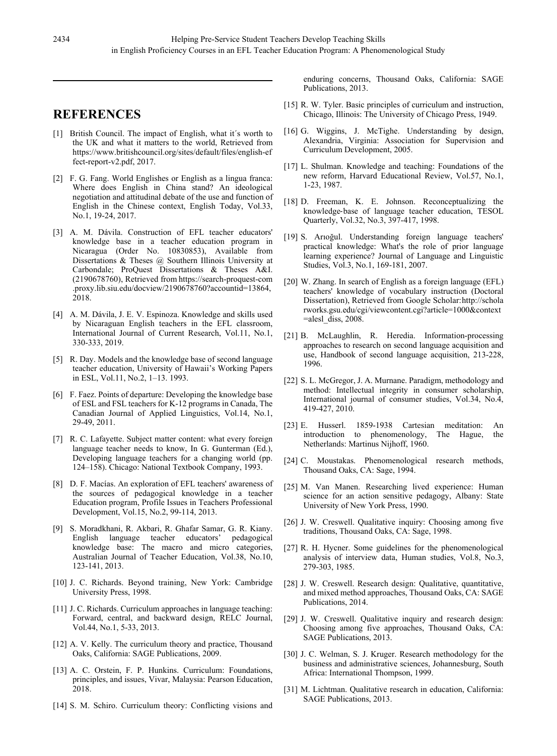## REFERENCES

[1] British Council. The impact of English, what it´s worth to the UK and what it matters to the world, Retrieved from https://www.britishcouncil.org/sites/default/files/english-effect-report-v2.pdf, 2017.

[2] F. G. Fang. World Englishes or English as a lingua franca: Where does English in China stand? An ideological negotiation and attitudinal debate of the use and function of English in the Chinese context, English Today, Vol.33, No.1, 19-24, 2017.

[3] A. M. Dávila. Construction of EFL teacher educators' knowledge base in a teacher education program in Nicaragua (Order No. 10830853), Available from Dissertations & Theses @ Southern Illinois University at Carbondale; ProQuest Dissertations & Theses A&I. (2190678760), Retrieved from https://search-proquest-com.proxy.lib.siu.edu/docview/2190678760?accountid=13864, 2018.

[4] A. M. Dávila, J. E. V. Espinoza. Knowledge and skills used by Nicaraguan English teachers in the EFL classroom, International Journal of Current Research, Vol.11, No.1, 330-333, 2019.

[5] R. Day. Models and the knowledge base of second language teacher education, University of Hawaii's Working Papers in ESL, Vol.11, No.2, 1–13. 1993.

[6] F. Faez. Points of departure: Developing the knowledge base of ESL and FSL teachers for K-12 programs in Canada, The Canadian Journal of Applied Linguistics, Vol.14, No.1, 29-49, 2011.

[7] R. C. Lafayette. Subject matter content: what every foreign language teacher needs to know, In G. Gunterman (Ed.), Developing language teachers for a changing world (pp. 124–158). Chicago: National Textbook Company, 1993.

[8] D. F. Macías. An exploration of EFL teachers' awareness of the sources of pedagogical knowledge in a teacher Education program, Profile Issues in Teachers Professional Development, Vol.15, No.2, 99-114, 2013.

[9] S. Moradkhani, R. Akbari, R. Ghafar Samar, G. R. Kiany. English language teacher educators' pedagogical knowledge base: The macro and micro categories, Australian Journal of Teacher Education, Vol.38, No.10, 123-141, 2013.

[10] J. C. Richards. Beyond training, New York: Cambridge University Press, 1998.

[11] J. C. Richards. Curriculum approaches in language teaching: Forward, central, and backward design, RELC Journal, Vol.44, No.1, 5-33, 2013.

[12] A. V. Kelly. The curriculum theory and practice, Thousand Oaks, California: SAGE Publications, 2009.

[13] A. C. Orstein, F. P. Hunkins. Curriculum: Foundations, principles, and issues, Vivar, Malaysia: Pearson Education, 2018.

[14] S. M. Schiro. Curriculum theory: Conflicting visions and enduring concerns, Thousand Oaks, California: SAGE Publications, 2013.

[15] R. W. Tyler. Basic principles of curriculum and instruction, Chicago, Illinois: The University of Chicago Press, 1949.

[16] G. Wiggins, J. McTighe. Understanding by design, Alexandria, Virginia: Association for Supervision and Curriculum Development, 2005.

[17] L. Shulman. Knowledge and teaching: Foundations of the new reform, Harvard Educational Review, Vol.57, No.1, 1-23, 1987.

[18] D. Freeman, K. E. Johnson. Reconceptualizing the knowledge‐base of language teacher education, TESOL Quarterly, Vol.32, No.3, 397-417, 1998.

[19] S. Arıoğul. Understanding foreign language teachers' practical knowledge: What's the role of prior language learning experience? Journal of Language and Linguistic Studies, Vol.3, No.1, 169-181, 2007.

[20] W. Zhang. In search of English as a foreign language (EFL) teachers' knowledge of vocabulary instruction (Doctoral Dissertation), Retrieved from Google Scholar: http://scholarworks.gsu.edu/cgi/viewcontent.cgi?article=1000&context=alesl_diss, 2008.

[21] B. McLaughlin, R. Heredia. Information-processing approaches to research on second language acquisition and use, Handbook of second language acquisition, 213-228, 1996.

[22] S. L. McGregor, J. A. Murnane. Paradigm, methodology and method: Intellectual integrity in consumer scholarship, International journal of consumer studies, Vol.34, No.4, 419-427, 2010.

[23] E. Husserl. 1859-1938 Cartesian meditation: An introduction to phenomenology, The Hague, the Netherlands: Martinus Nijhoff, 1960.

[24] C. Moustakas. Phenomenological research methods, Thousand Oaks, CA: Sage, 1994.

[25] M. Van Manen. Researching lived experience: Human science for an action sensitive pedagogy, Albany: State University of New York Press, 1990.

[26] J. W. Creswell. Qualitative inquiry: Choosing among five traditions, Thousand Oaks, CA: Sage, 1998.

[27] R. H. Hycner. Some guidelines for the phenomenological analysis of interview data, Human studies, Vol.8, No.3, 279-303, 1985.

[28] J. W. Creswell. Research design: Qualitative, quantitative, and mixed method approaches, Thousand Oaks, CA: SAGE Publications, 2014.

[29] J. W. Creswell. Qualitative inquiry and research design: Choosing among five approaches, Thousand Oaks, CA: SAGE Publications, 2013.

[30] J. C. Welman, S. J. Kruger. Research methodology for the business and administrative sciences, Johannesburg, South Africa: International Thompson, 1999.

[31] M. Lichtman. Qualitative research in education, California: SAGE Publications, 2013.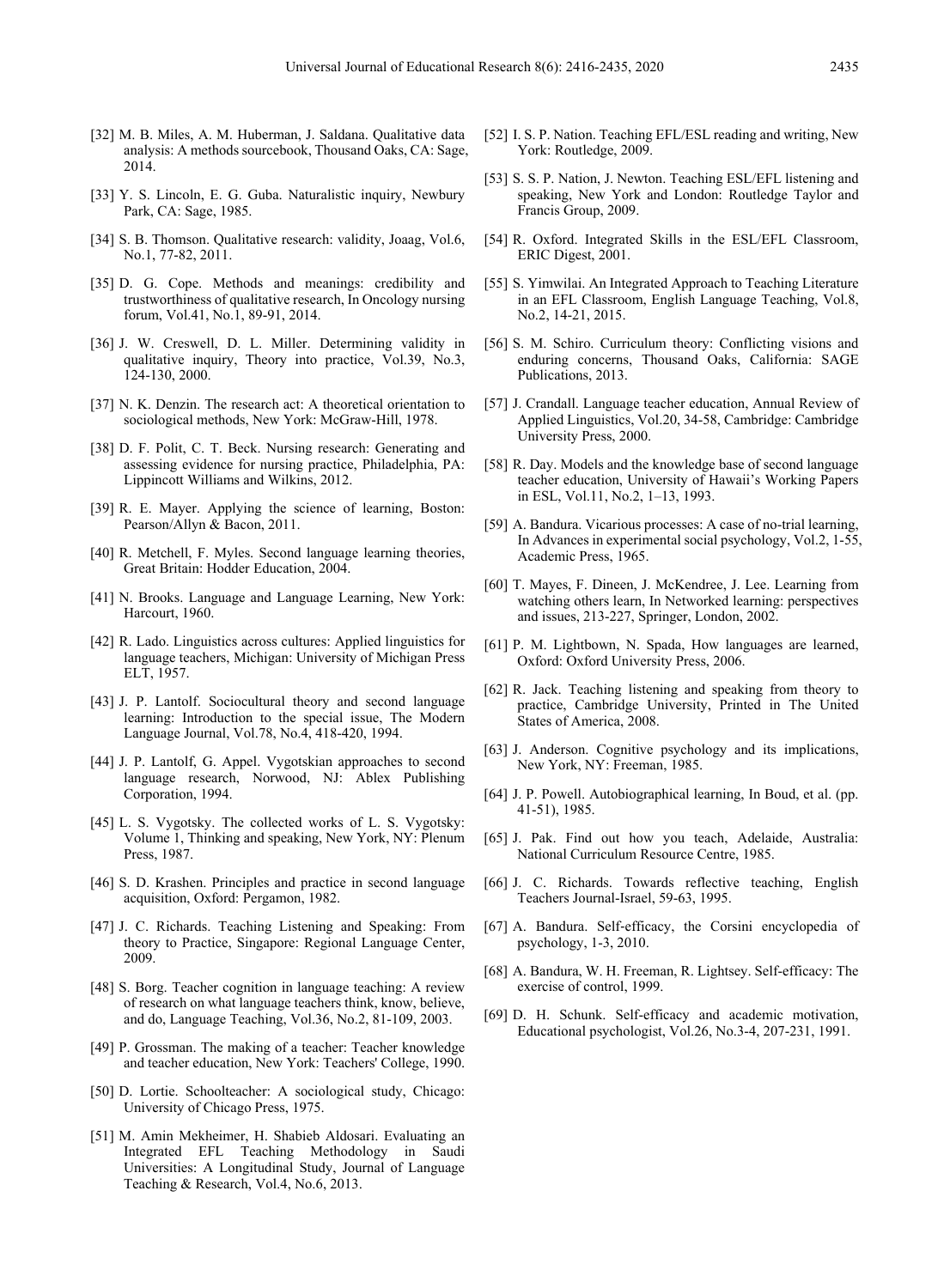[32] M. B. Miles, A. M. Huberman, J. Saldana. Qualitative data analysis: A methods sourcebook, Thousand Oaks, CA: Sage, 2014.

[33] Y. S. Lincoln, E. G. Guba. Naturalistic inquiry, Newbury Park, CA: Sage, 1985.

[34] S. B. Thomson. Qualitative research: validity, Joaag, Vol.6, No.1, 77-82, 2011.

[35] D. G. Cope. Methods and meanings: credibility and trustworthiness of qualitative research, In Oncology nursing forum, Vol.41, No.1, 89-91, 2014.

[36] J. W. Creswell, D. L. Miller. Determining validity in qualitative inquiry, Theory into practice, Vol.39, No.3, 124-130, 2000.

[37] N. K. Denzin. The research act: A theoretical orientation to sociological methods, New York: McGraw-Hill, 1978.

[38] D. F. Polit, C. T. Beck. Nursing research: Generating and assessing evidence for nursing practice, Philadelphia, PA: Lippincott Williams and Wilkins, 2012.

[39] R. E. Mayer. Applying the science of learning, Boston: Pearson/Allyn & Bacon, 2011.

[40] R. Metchell, F. Myles. Second language learning theories, Great Britain: Hodder Education, 2004.

[41] N. Brooks. Language and Language Learning, New York: Harcourt, 1960.

[42] R. Lado. Linguistics across cultures: Applied linguistics for language teachers, Michigan: University of Michigan Press ELT, 1957.

[43] J. P. Lantolf. Sociocultural theory and second language learning: Introduction to the special issue, The Modern Language Journal, Vol.78, No.4, 418-420, 1994.

[44] J. P. Lantolf, G. Appel. Vygotskian approaches to second language research, Norwood, NJ: Ablex Publishing Corporation, 1994.

[45] L. S. Vygotsky. The collected works of L. S. Vygotsky: Volume 1, Thinking and speaking, New York, NY: Plenum Press, 1987.

[46] S. D. Krashen. Principles and practice in second language acquisition, Oxford: Pergamon, 1982.

[47] J. C. Richards. Teaching Listening and Speaking: From theory to Practice, Singapore: Regional Language Center, 2009.

[48] S. Borg. Teacher cognition in language teaching: A review of research on what language teachers think, know, believe, and do, Language Teaching, Vol.36, No.2, 81-109, 2003.

[49] P. Grossman. The making of a teacher: Teacher knowledge and teacher education, New York: Teachers' College, 1990.

[50] D. Lortie. Schoolteacher: A sociological study, Chicago: University of Chicago Press, 1975.

[51] M. Amin Mekheimer, H. Shabieb Aldosari. Evaluating an Integrated EFL Teaching Methodology in Saudi Universities: A Longitudinal Study, Journal of Language Teaching & Research, Vol.4, No.6, 2013.

[52] I. S. P. Nation. Teaching EFL/ESL reading and writing, New York: Routledge, 2009.

[53] S. S. P. Nation, J. Newton. Teaching ESL/EFL listening and speaking, New York and London: Routledge Taylor and Francis Group, 2009.

[54] R. Oxford. Integrated Skills in the ESL/EFL Classroom, ERIC Digest, 2001.

[55] S. Yimwilai. An Integrated Approach to Teaching Literature in an EFL Classroom, English Language Teaching, Vol.8, No.2, 14-21, 2015.

[56] S. M. Schiro. Curriculum theory: Conflicting visions and enduring concerns, Thousand Oaks, California: SAGE Publications, 2013.

[57] J. Crandall. Language teacher education, Annual Review of Applied Linguistics, Vol.20, 34-58, Cambridge: Cambridge University Press, 2000.

[58] R. Day. Models and the knowledge base of second language teacher education, University of Hawaii's Working Papers in ESL, Vol.11, No.2, 1–13, 1993.

[59] A. Bandura. Vicarious processes: A case of no-trial learning, In Advances in experimental social psychology, Vol.2, 1-55, Academic Press, 1965.

[60] T. Mayes, F. Dineen, J. McKendree, J. Lee. Learning from watching others learn, In Networked learning: perspectives and issues, 213-227, Springer, London, 2002.

[61] P. M. Lightbown, N. Spada, How languages are learned, Oxford: Oxford University Press, 2006.

[62] R. Jack. Teaching listening and speaking from theory to practice, Cambridge University, Printed in The United States of America, 2008.

[63] J. Anderson. Cognitive psychology and its implications, New York, NY: Freeman, 1985.

[64] J. P. Powell. Autobiographical learning, In Boud, et al. (pp. 41-51), 1985.

[65] J. Pak. Find out how you teach, Adelaide, Australia: National Curriculum Resource Centre, 1985.

[66] J. C. Richards. Towards reflective teaching, English Teachers Journal-Israel, 59-63, 1995.

[67] A. Bandura. Self-efficacy, the Corsini encyclopedia of psychology, 1-3, 2010.

[68] A. Bandura, W. H. Freeman, R. Lightsey. Self-efficacy: The exercise of control, 1999.

[69] D. H. Schunk. Self-efficacy and academic motivation, Educational psychologist, Vol.26, No.3-4, 207-231, 1991.